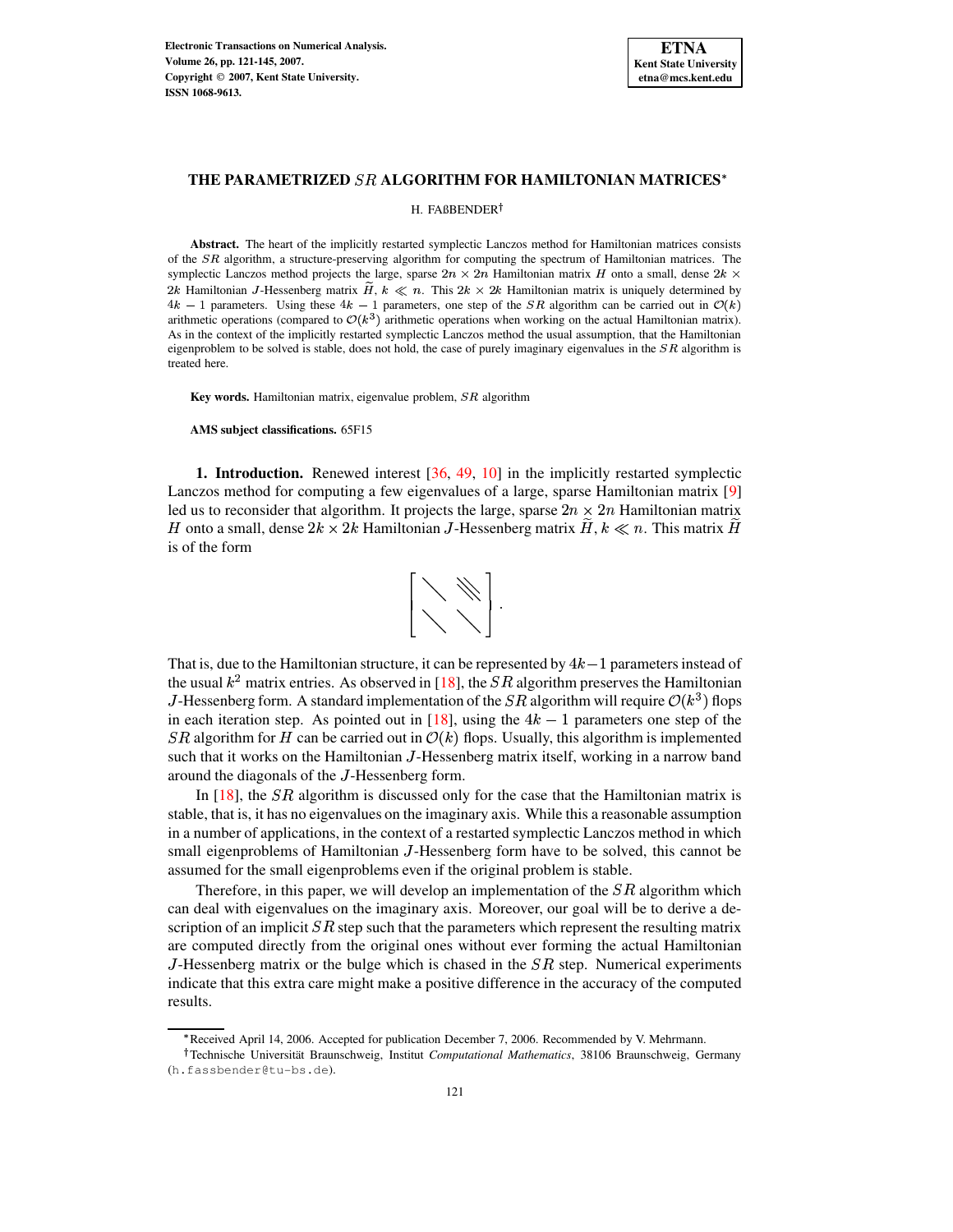# THE PARAMETRIZED $SR$ ALGORITHM FOR HAMILTONIAN MATRICES*

H. FAßBENDER[†]

**Abstract.** The heart of the implicitly restarted symplectic Lanczos method for Hamiltonian matrices consists of the $SR$ algorithm, a structure-preserving algorithm for computing the spectrum of Hamiltonian matrices. The symplectic Lanczos method projects the large, sparse $2n \times 2n$ Hamiltonian matrix $H$ onto a small, dense $2k \times 2k$ Hamiltonian $J$-Hessenberg matrix $\widetilde{H}$, $k \ll n$. This $2k \times 2k$ Hamiltonian matrix is uniquely determined by $4k-1$ parameters. Using these $4k-1$ parameters, one step of the $SR$ algorithm can be carried out in $\mathcal{O}(k)$ arithmetic operations (compared to $\mathcal{O}(k^3)$ arithmetic operations when working on the actual Hamiltonian matrix). As in the context of the implicitly restarted symplectic Lanczos method the usual assumption, that the Hamiltonian eigenproblem to be solved is stable, does not hold, the case of purely imaginary eigenvalues in the $SR$ algorithm is treated here.

**Key words.** Hamiltonian matrix, eigenvalue problem, $SR$ algorithm

**AMS subject classifications.** 65F15

## 1. Introduction.

Renewed interest [36, 49, 10] in the implicitly restarted symplectic Lanczos method for computing a few eigenvalues of a large, sparse Hamiltonian matrix [9] led us to reconsider that algorithm. It projects the large, sparse $2n \times 2n$ Hamiltonian matrix $H$ onto a small, dense $2k \times 2k$ Hamiltonian $J$-Hessenberg matrix $\widetilde{H}$, $k \ll n$. This matrix $\widetilde{H}$ is of the form

$$\begin{bmatrix} \diagdown & \diagdown\!\!\diagdown\!\!\diagdown \\ \diagdown & \diagdown \end{bmatrix}.$$

That is, due to the Hamiltonian structure, it can be represented by $4k-1$ parameters instead of the usual $k^2$ matrix entries. As observed in [18], the $SR$ algorithm preserves the Hamiltonian $J$-Hessenberg form. A standard implementation of the $SR$ algorithm will require $\mathcal{O}(k^3)$ flops in each iteration step. As pointed out in [18], using the $4k-1$ parameters one step of the $SR$ algorithm for $H$ can be carried out in $\mathcal{O}(k)$ flops. Usually, this algorithm is implemented such that it works on the Hamiltonian $J$-Hessenberg matrix itself, working in a narrow band around the diagonals of the $J$-Hessenberg form.

In [18], the $SR$ algorithm is discussed only for the case that the Hamiltonian matrix is stable, that is, it has no eigenvalues on the imaginary axis. While this a reasonable assumption in a number of applications, in the context of a restarted symplectic Lanczos method in which small eigenproblems of Hamiltonian $J$-Hessenberg form have to be solved, this cannot be assumed for the small eigenproblems even if the original problem is stable.

Therefore, in this paper, we will develop an implementation of the $SR$ algorithm which can deal with eigenvalues on the imaginary axis. Moreover, our goal will be to derive a description of an implicit $SR$ step such that the parameters which represent the resulting matrix are computed directly from the original ones without ever forming the actual Hamiltonian $J$-Hessenberg matrix or the bulge which is chased in the $SR$ step. Numerical experiments indicate that this extra care might make a positive difference in the accuracy of the computed results.

---

*Received April 14, 2006. Accepted for publication December 7, 2006. Recommended by V. Mehrmann.

[†]Technische Universität Braunschweig, Institut *Computational Mathematics*, 38106 Braunschweig, Germany (h.fassbender@tu-bs.de).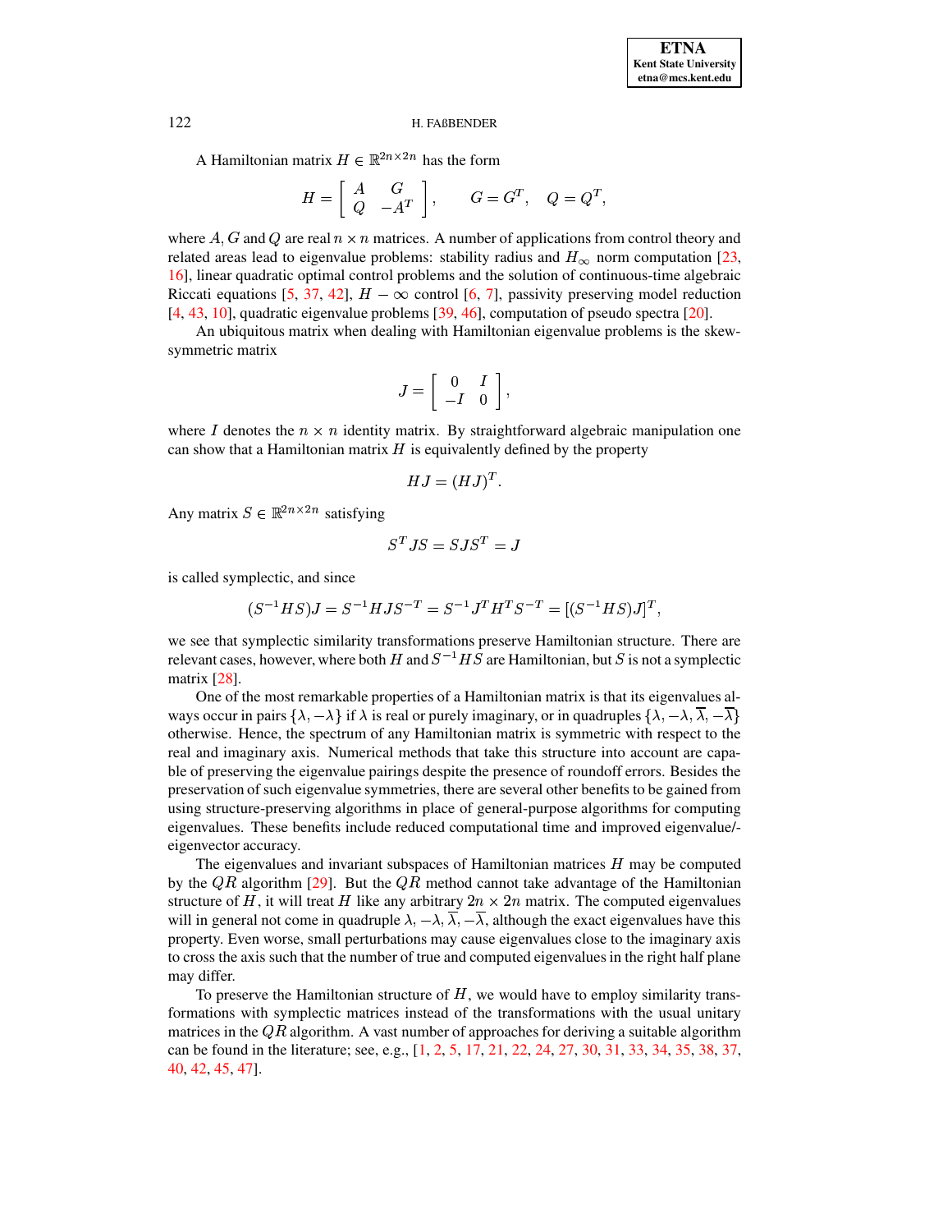A Hamiltonian matrix $H \in \mathbb{R}^{2n \times 2n}$ has the form

$$H = \begin{bmatrix} A & G \\ Q & -A^T \end{bmatrix}, \qquad G = G^T, \quad Q = Q^T,$$

where $A, G$ and $Q$ are real $n \times n$ matrices. A number of applications from control theory and related areas lead to eigenvalue problems: stability radius and $H_\infty$ norm computation [23, 16], linear quadratic optimal control problems and the solution of continuous-time algebraic Riccati equations [5, 37, 42], $H-\infty$ control [6, 7], passivity preserving model reduction [4, 43, 10], quadratic eigenvalue problems [39, 46], computation of pseudo spectra [20].

An ubiquitous matrix when dealing with Hamiltonian eigenvalue problems is the skew-symmetric matrix

$$J = \begin{bmatrix} 0 & I \\ -I & 0 \end{bmatrix},$$

where $I$ denotes the $n \times n$ identity matrix. By straightforward algebraic manipulation one can show that a Hamiltonian matrix $H$ is equivalently defined by the property

$$HJ = (HJ)^T.$$

Any matrix $S \in \mathbb{R}^{2n \times 2n}$ satisfying

$$S^T J S = S J S^T = J$$

is called symplectic, and since

$$(S^{-1}HS)J = S^{-1}HJS^{-T} = S^{-1}J^T H^T S^{-T} = [(S^{-1}HS)J]^T,$$

we see that symplectic similarity transformations preserve Hamiltonian structure. There are relevant cases, however, where both $H$ and $S^{-1}HS$ are Hamiltonian, but $S$ is not a symplectic matrix [28].

One of the most remarkable properties of a Hamiltonian matrix is that its eigenvalues always occur in pairs $\{\lambda, -\lambda\}$ if $\lambda$ is real or purely imaginary, or in quadruples $\{\lambda, -\lambda, \overline{\lambda}, -\overline{\lambda}\}$ otherwise. Hence, the spectrum of any Hamiltonian matrix is symmetric with respect to the real and imaginary axis. Numerical methods that take this structure into account are capable of preserving the eigenvalue pairings despite the presence of roundoff errors. Besides the preservation of such eigenvalue symmetries, there are several other benefits to be gained from using structure-preserving algorithms in place of general-purpose algorithms for computing eigenvalues. These benefits include reduced computational time and improved eigenvalue/-eigenvector accuracy.

The eigenvalues and invariant subspaces of Hamiltonian matrices $H$ may be computed by the $QR$ algorithm [29]. But the $QR$ method cannot take advantage of the Hamiltonian structure of $H$, it will treat $H$ like any arbitrary $2n \times 2n$ matrix. The computed eigenvalues will in general not come in quadruple $\lambda, -\lambda, \overline{\lambda}, -\overline{\lambda}$, although the exact eigenvalues have this property. Even worse, small perturbations may cause eigenvalues close to the imaginary axis to cross the axis such that the number of true and computed eigenvalues in the right half plane may differ.

To preserve the Hamiltonian structure of $H$, we would have to employ similarity transformations with symplectic matrices instead of the transformations with the usual unitary matrices in the $QR$ algorithm. A vast number of approaches for deriving a suitable algorithm can be found in the literature; see, e.g., [1, 2, 5, 17, 21, 22, 24, 27, 30, 31, 33, 34, 35, 38, 37, 40, 42, 45, 47].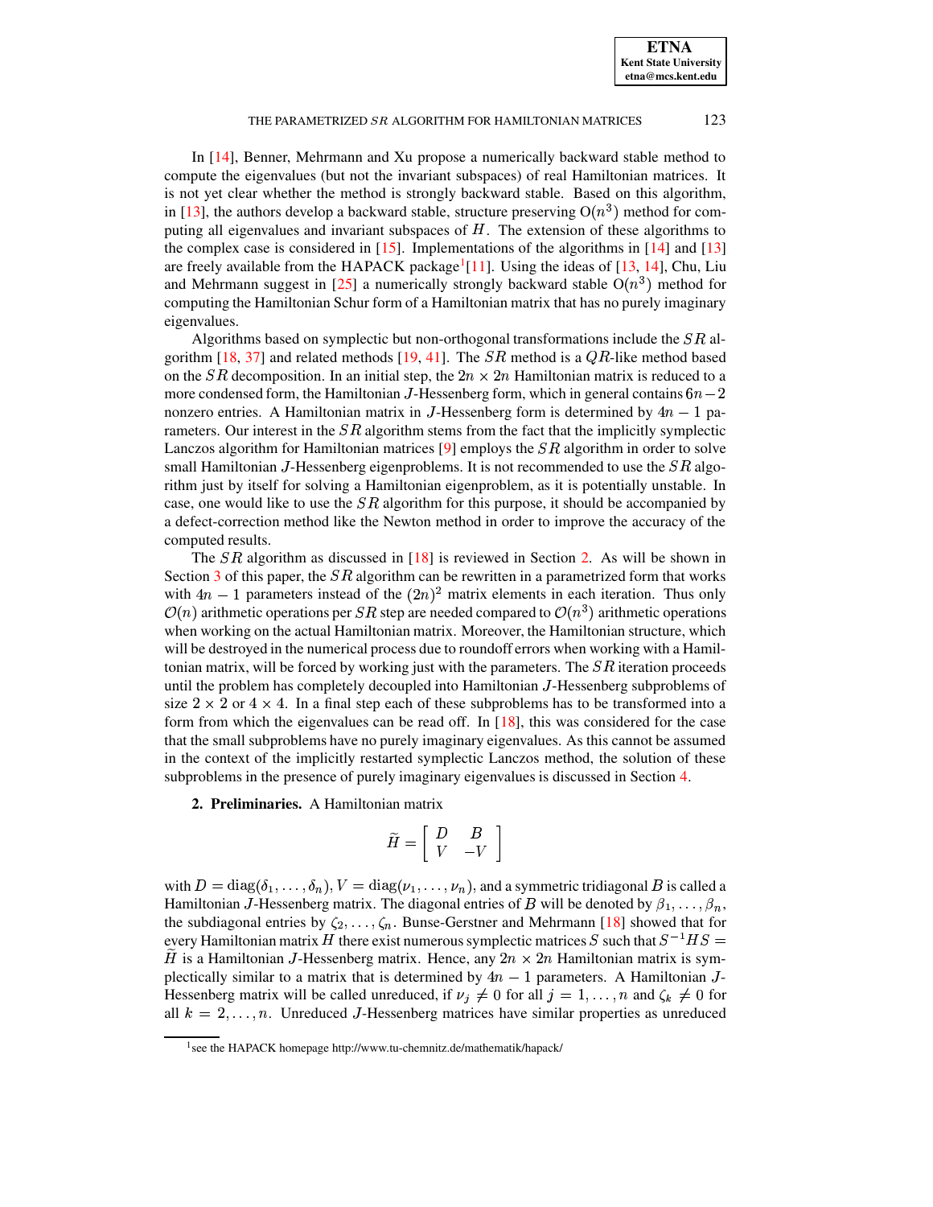In [14], Benner, Mehrmann and Xu propose a numerically backward stable method to compute the eigenvalues (but not the invariant subspaces) of real Hamiltonian matrices. It is not yet clear whether the method is strongly backward stable. Based on this algorithm, in [13], the authors develop a backward stable, structure preserving $O(n^3)$ method for computing all eigenvalues and invariant subspaces of $H$. The extension of these algorithms to the complex case is considered in [15]. Implementations of the algorithms in [14] and [13] are freely available from the HAPACK package[1][11]. Using the ideas of [13, 14], Chu, Liu and Mehrmann suggest in [25] a numerically strongly backward stable $O(n^3)$ method for computing the Hamiltonian Schur form of a Hamiltonian matrix that has no purely imaginary eigenvalues.

Algorithms based on symplectic but non-orthogonal transformations include the $SR$ algorithm [18, 37] and related methods [19, 41]. The $SR$ method is a $QR$-like method based on the $SR$ decomposition. In an initial step, the $2n \times 2n$ Hamiltonian matrix is reduced to a more condensed form, the Hamiltonian $J$-Hessenberg form, which in general contains $6n-2$ nonzero entries. A Hamiltonian matrix in $J$-Hessenberg form is determined by $4n-1$ parameters. Our interest in the $SR$ algorithm stems from the fact that the implicitly symplectic Lanczos algorithm for Hamiltonian matrices [9] employs the $SR$ algorithm in order to solve small Hamiltonian $J$-Hessenberg eigenproblems. It is not recommended to use the $SR$ algorithm just by itself for solving a Hamiltonian eigenproblem, as it is potentially unstable. In case, one would like to use the $SR$ algorithm for this purpose, it should be accompanied by a defect-correction method like the Newton method in order to improve the accuracy of the computed results.

The $SR$ algorithm as discussed in [18] is reviewed in Section 2. As will be shown in Section 3 of this paper, the $SR$ algorithm can be rewritten in a parametrized form that works with $4n-1$ parameters instead of the $(2n)^2$ matrix elements in each iteration. Thus only $\mathcal{O}(n)$ arithmetic operations per $SR$ step are needed compared to $\mathcal{O}(n^3)$ arithmetic operations when working on the actual Hamiltonian matrix. Moreover, the Hamiltonian structure, which will be destroyed in the numerical process due to roundoff errors when working with a Hamiltonian matrix, will be forced by working just with the parameters. The $SR$ iteration proceeds until the problem has completely decoupled into Hamiltonian $J$-Hessenberg subproblems of size $2 \times 2$ or $4 \times 4$. In a final step each of these subproblems has to be transformed into a form from which the eigenvalues can be read off. In [18], this was considered for the case that the small subproblems have no purely imaginary eigenvalues. As this cannot be assumed in the context of the implicitly restarted symplectic Lanczos method, the solution of these subproblems in the presence of purely imaginary eigenvalues is discussed in Section 4.

## 2. Preliminaries.

A Hamiltonian matrix

$$\widetilde{H} = \begin{bmatrix} D & B \\ V & -V \end{bmatrix}$$

with $D = \mathrm{diag}(\delta_1, \ldots, \delta_n)$, $V = \mathrm{diag}(\nu_1, \ldots, \nu_n)$, and a symmetric tridiagonal $B$ is called a Hamiltonian $J$-Hessenberg matrix. The diagonal entries of $B$ will be denoted by $\beta_1, \ldots, \beta_n$, the subdiagonal entries by $\zeta_2, \ldots, \zeta_n$. Bunse-Gerstner and Mehrmann [18] showed that for every Hamiltonian matrix $H$ there exist numerous symplectic matrices $S$ such that $S^{-1}HS = \widetilde{H}$ is a Hamiltonian $J$-Hessenberg matrix. Hence, any $2n \times 2n$ Hamiltonian matrix is symplectically similar to a matrix that is determined by $4n-1$ parameters. A Hamiltonian $J$-Hessenberg matrix will be called unreduced, if $\nu_j \neq 0$ for all $j = 1, \ldots, n$ and $\zeta_k \neq 0$ for all $k = 2, \ldots, n$. Unreduced $J$-Hessenberg matrices have similar properties as unreduced

[1] see the HAPACK homepage http://www.tu-chemnitz.de/mathematik/hapack/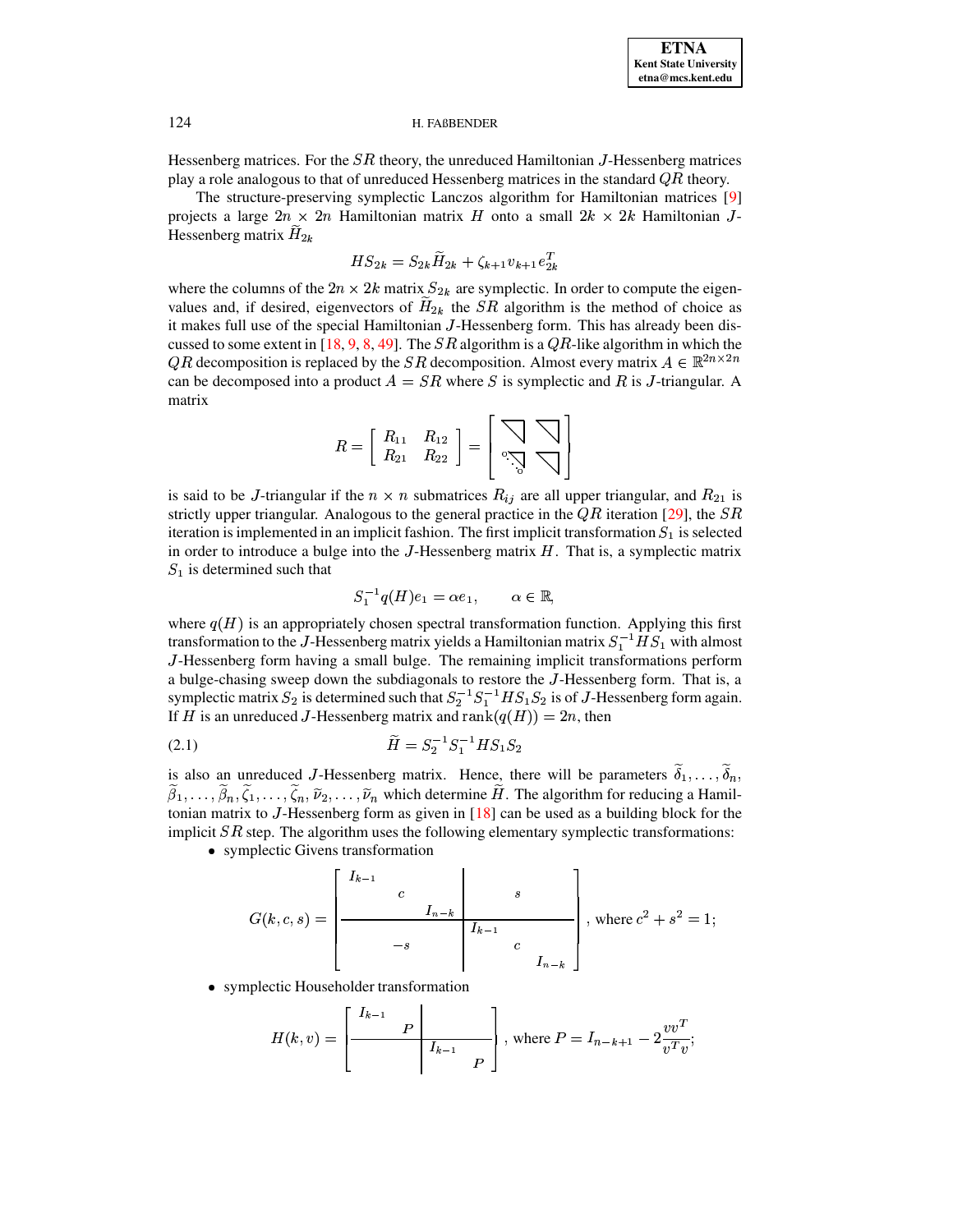Hessenberg matrices. For the $SR$ theory, the unreduced Hamiltonian $J$-Hessenberg matrices play a role analogous to that of unreduced Hessenberg matrices in the standard $QR$ theory.

The structure-preserving symplectic Lanczos algorithm for Hamiltonian matrices [9] projects a large $2n \times 2n$ Hamiltonian matrix $H$ onto a small $2k \times 2k$ Hamiltonian $J$-Hessenberg matrix $\widetilde{H}_{2k}$

$$HS_{2k} = S_{2k}\widetilde{H}_{2k} + \zeta_{k+1} v_{k+1} e_{2k}^T$$

where the columns of the $2n \times 2k$ matrix $S_{2k}$ are symplectic. In order to compute the eigenvalues and, if desired, eigenvectors of $\widetilde{H}_{2k}$ the $SR$ algorithm is the method of choice as it makes full use of the special Hamiltonian $J$-Hessenberg form. This has already been discussed to some extent in [18, 9, 8, 49]. The $SR$ algorithm is a $QR$-like algorithm in which the $QR$ decomposition is replaced by the $SR$ decomposition. Almost every matrix $A \in \mathbb{R}^{2n \times 2n}$ can be decomposed into a product $A = SR$ where $S$ is symplectic and $R$ is $J$-triangular. A matrix

$$R = \begin{bmatrix} R_{11} & R_{12} \\ R_{21} & R_{22} \end{bmatrix} = \begin{bmatrix} \diagdown\!\!| & \diagdown\!\!| \\ {}_{\circ}\!\diagdown\!\!|_{\circ} & \diagdown\!\!| \end{bmatrix}$$

is said to be $J$-triangular if the $n \times n$ submatrices $R_{ij}$ are all upper triangular, and $R_{21}$ is strictly upper triangular. Analogous to the general practice in the $QR$ iteration [29], the $SR$ iteration is implemented in an implicit fashion. The first implicit transformation $S_1$ is selected in order to introduce a bulge into the $J$-Hessenberg matrix $H$. That is, a symplectic matrix $S_1$ is determined such that

$$S_1^{-1} q(H) e_1 = \alpha e_1, \qquad \alpha \in \mathbb{R},$$

where $q(H)$ is an appropriately chosen spectral transformation function. Applying this first transformation to the $J$-Hessenberg matrix yields a Hamiltonian matrix $S_1^{-1} H S_1$ with almost $J$-Hessenberg form having a small bulge. The remaining implicit transformations perform a bulge-chasing sweep down the subdiagonals to restore the $J$-Hessenberg form. That is, a symplectic matrix $S_2$ is determined such that $S_2^{-1} S_1^{-1} H S_1 S_2$ is of $J$-Hessenberg form again. If $H$ is an unreduced $J$-Hessenberg matrix and $\text{rank}(q(H)) = 2n$, then

$$\widetilde{H} = S_2^{-1} S_1^{-1} H S_1 S_2 \tag{2.1}$$

is also an unreduced $J$-Hessenberg matrix. Hence, there will be parameters $\widetilde{\delta}_1, \ldots, \widetilde{\delta}_n$, $\widetilde{\beta}_1, \ldots, \widetilde{\beta}_n, \widetilde{\zeta}_1, \ldots, \widetilde{\zeta}_n, \widetilde{\nu}_2, \ldots, \widetilde{\nu}_n$ which determine $\widetilde{H}$. The algorithm for reducing a Hamiltonian matrix to $J$-Hessenberg form as given in [18] can be used as a building block for the implicit $SR$ step. The algorithm uses the following elementary symplectic transformations:

- symplectic Givens transformation

$$G(k, c, s) = \left[\begin{array}{ccc|ccc} I_{k-1} & & & & & \\ & c & & & s & \\ & & I_{n-k} & & & \\ \hline & & & I_{k-1} & & \\ & -s & & & c & \\ & & & & & I_{n-k} \end{array}\right], \text{ where } c^2 + s^2 = 1;$$

- symplectic Householder transformation

$$H(k, v) = \left[\begin{array}{cc|cc} I_{k-1} & & & \\ & P & & \\ \hline & & I_{k-1} & \\ & & & P \end{array}\right], \text{ where } P = I_{n-k+1} - 2\frac{vv^T}{v^T v};$$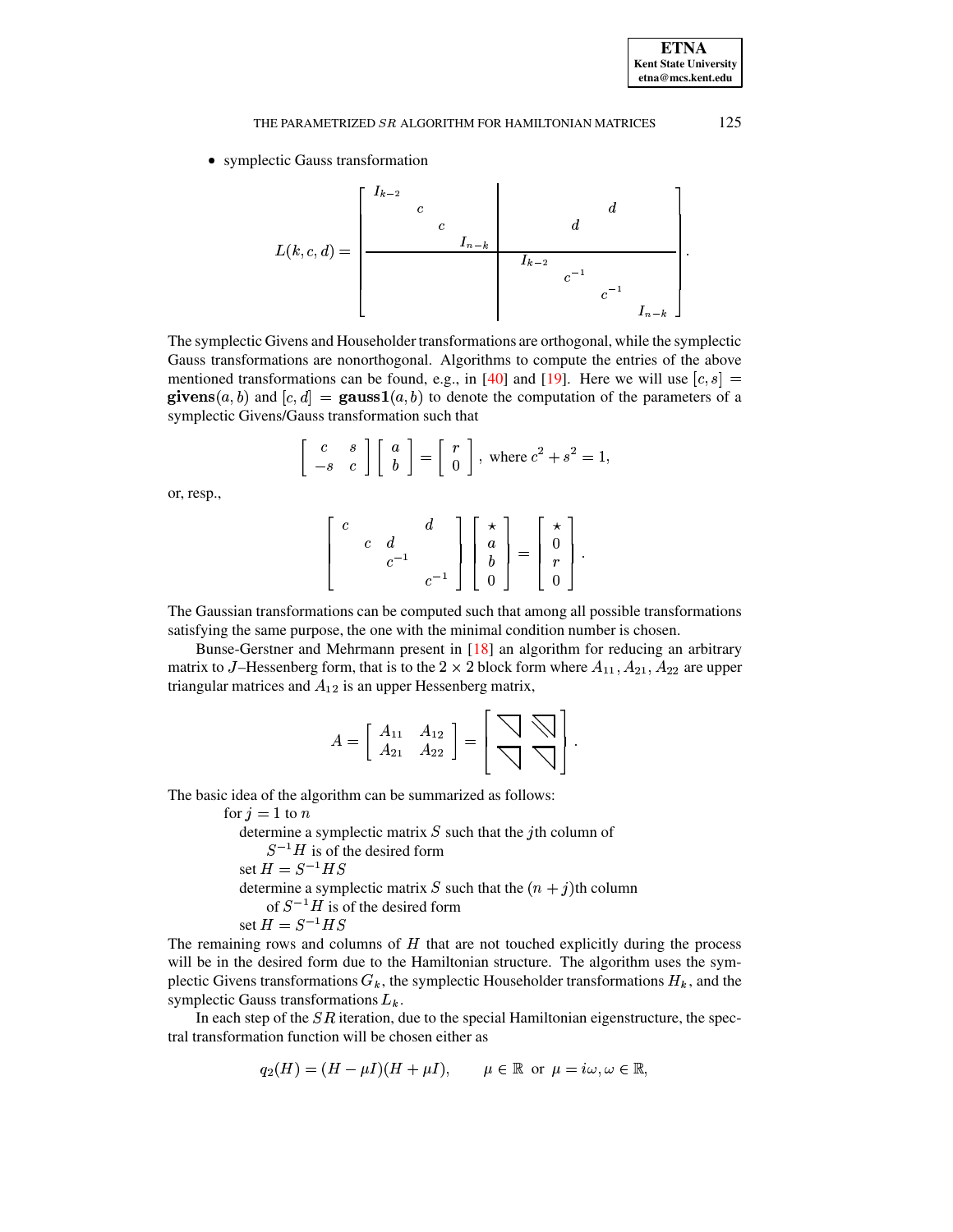- symplectic Gauss transformation

$$
L(k,c,d) = \left[\begin{array}{cccc|cccc}
I_{k-2} & & & & & & & \\
& c & & & & & d & \\
& & c & & & d & & \\
& & & I_{n-k} & & & & \\
\hline
& & & & I_{k-2} & & & \\
& & & & & c^{-1} & & \\
& & & & & & c^{-1} & \\
& & & & & & & I_{n-k}
\end{array}\right].
$$

The symplectic Givens and Householder transformations are orthogonal, while the symplectic Gauss transformations are nonorthogonal. Algorithms to compute the entries of the above mentioned transformations can be found, e.g., in [40] and [19]. Here we will use $[c,s] = \mathbf{givens}(a,b)$ and $[c,d] = \mathbf{gauss1}(a,b)$ to denote the computation of the parameters of a symplectic Givens/Gauss transformation such that

$$
\begin{bmatrix} c & s \\ -s & c \end{bmatrix} \begin{bmatrix} a \\ b \end{bmatrix} = \begin{bmatrix} r \\ 0 \end{bmatrix}, \text{ where } c^2 + s^2 = 1,
$$

or, resp.,

$$
\begin{bmatrix} c & & & d \\ & c & d & \\ & & c^{-1} & \\ & & & c^{-1} \end{bmatrix} \begin{bmatrix} \star \\ a \\ b \\ 0 \end{bmatrix} = \begin{bmatrix} \star \\ 0 \\ r \\ 0 \end{bmatrix}.
$$

The Gaussian transformations can be computed such that among all possible transformations satisfying the same purpose, the one with the minimal condition number is chosen.

Bunse-Gerstner and Mehrmann present in [18] an algorithm for reducing an arbitrary matrix to $J$–Hessenberg form, that is to the $2 \times 2$ block form where $A_{11}, A_{21}, A_{22}$ are upper triangular matrices and $A_{12}$ is an upper Hessenberg matrix,

$$
A = \begin{bmatrix} A_{11} & A_{12} \\ A_{21} & A_{22} \end{bmatrix} = \left[\begin{array}{cc} \diagdown\!\!| & \diagdown\!\!\diagdown\!\!| \\ \diagdown\!\!| & \diagdown\!\!| \end{array}\right].
$$

The basic idea of the algorithm can be summarized as follows:

for $j = 1$ to $n$
  determine a symplectic matrix $S$ such that the $j$th column of
    $S^{-1}H$ is of the desired form
  set $H = S^{-1}HS$
  determine a symplectic matrix $S$ such that the $(n+j)$th column
    of $S^{-1}H$ is of the desired form
  set $H = S^{-1}HS$

The remaining rows and columns of $H$ that are not touched explicitly during the process will be in the desired form due to the Hamiltonian structure. The algorithm uses the symplectic Givens transformations $G_k$, the symplectic Householder transformations $H_k$, and the symplectic Gauss transformations $L_k$.

In each step of the $SR$ iteration, due to the special Hamiltonian eigenstructure, the spectral transformation function will be chosen either as

$$
q_2(H) = (H - \mu I)(H + \mu I), \qquad \mu \in \mathbb{R} \text{ or } \mu = i\omega, \omega \in \mathbb{R},
$$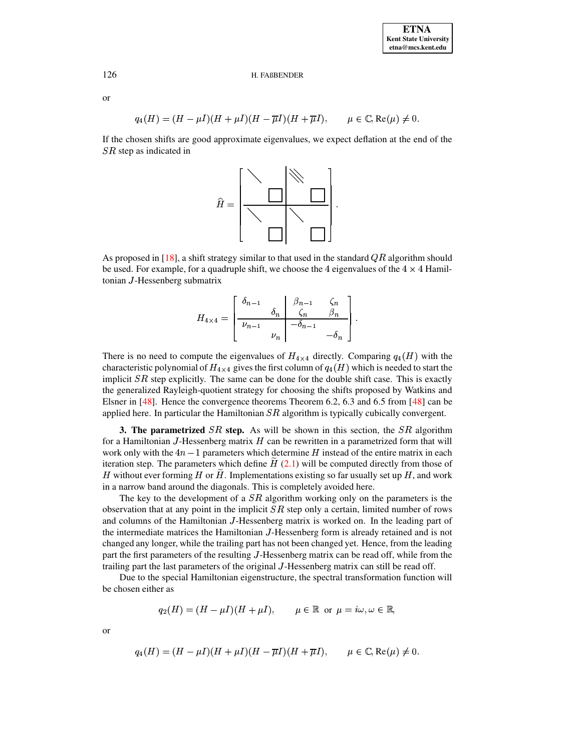or

$$q_4(H) = (H - \mu I)(H + \mu I)(H - \overline{\mu} I)(H + \overline{\mu} I), \qquad \mu \in \mathbb{C}, \operatorname{Re}(\mu) \neq 0.$$

If the chosen shifts are good approximate eigenvalues, we expect deflation at the end of the $SR$ step as indicated in

$$\widehat{H} = \left[\begin{array}{cc|cc} \diagdown & & \diagdown\!\diagdown\!\diagdown & \\ & \square & & \square \\ \hline \diagdown & & \diagdown & \\ & \square & & \square \end{array}\right].$$

As proposed in [18], a shift strategy similar to that used in the standard $QR$ algorithm should be used. For example, for a quadruple shift, we choose the 4 eigenvalues of the $4 \times 4$ Hamiltonian $J$-Hessenberg submatrix

$$H_{4\times 4} = \left[\begin{array}{cc|cc} \delta_{n-1} & & \beta_{n-1} & \zeta_n \\ & \delta_n & \zeta_n & \beta_n \\ \hline \nu_{n-1} & & -\delta_{n-1} & \\ & \nu_n & & -\delta_n \end{array}\right].$$

There is no need to compute the eigenvalues of $H_{4\times 4}$ directly. Comparing $q_4(H)$ with the characteristic polynomial of $H_{4\times 4}$ gives the first column of $q_4(H)$ which is needed to start the implicit $SR$ step explicitly. The same can be done for the double shift case. This is exactly the generalized Rayleigh-quotient strategy for choosing the shifts proposed by Watkins and Elsner in [48]. Hence the convergence theorems Theorem 6.2, 6.3 and 6.5 from [48] can be applied here. In particular the Hamiltonian $SR$ algorithm is typically cubically convergent.

**3. The parametrized $SR$ step.** As will be shown in this section, the $SR$ algorithm for a Hamiltonian $J$-Hessenberg matrix $H$ can be rewritten in a parametrized form that will work only with the $4n-1$ parameters which determine $H$ instead of the entire matrix in each iteration step. The parameters which define $\widetilde{H}$ (2.1) will be computed directly from those of $H$ without ever forming $H$ or $\widetilde{H}$. Implementations existing so far usually set up $H$, and work in a narrow band around the diagonals. This is completely avoided here.

The key to the development of a $SR$ algorithm working only on the parameters is the observation that at any point in the implicit $SR$ step only a certain, limited number of rows and columns of the Hamiltonian $J$-Hessenberg matrix is worked on. In the leading part of the intermediate matrices the Hamiltonian $J$-Hessenberg form is already retained and is not changed any longer, while the trailing part has not been changed yet. Hence, from the leading part the first parameters of the resulting $J$-Hessenberg matrix can be read off, while from the trailing part the last parameters of the original $J$-Hessenberg matrix can still be read off.

Due to the special Hamiltonian eigenstructure, the spectral transformation function will be chosen either as

$$q_2(H) = (H - \mu I)(H + \mu I), \qquad \mu \in \mathbb{R} \text{ or } \mu = i\omega, \omega \in \mathbb{R},$$

or

$$q_4(H) = (H - \mu I)(H + \mu I)(H - \overline{\mu} I)(H + \overline{\mu} I), \qquad \mu \in \mathbb{C}, \operatorname{Re}(\mu) \neq 0.$$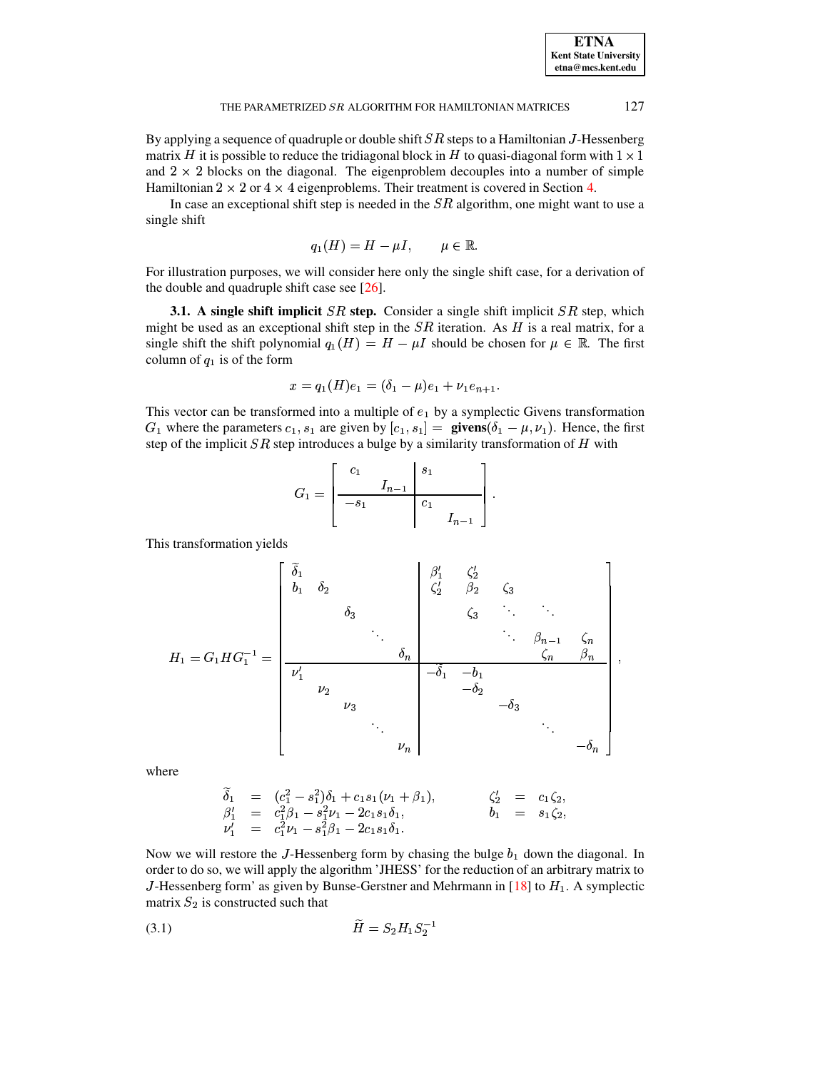By applying a sequence of quadruple or double shift $SR$ steps to a Hamiltonian $J$-Hessenberg matrix $H$ it is possible to reduce the tridiagonal block in $H$ to quasi-diagonal form with $1 \times 1$ and $2 \times 2$ blocks on the diagonal. The eigenproblem decouples into a number of simple Hamiltonian $2 \times 2$ or $4 \times 4$ eigenproblems. Their treatment is covered in Section 4.

In case an exceptional shift step is needed in the $SR$ algorithm, one might want to use a single shift

$$q_1(H) = H - \mu I, \qquad \mu \in \mathbb{R}.$$

For illustration purposes, we will consider here only the single shift case, for a derivation of the double and quadruple shift case see [26].

**3.1. A single shift implicit $SR$ step.** Consider a single shift implicit $SR$ step, which might be used as an exceptional shift step in the $SR$ iteration. As $H$ is a real matrix, for a single shift the shift polynomial $q_1(H) = H - \mu I$ should be chosen for $\mu \in \mathbb{R}$. The first column of $q_1$ is of the form

$$x = q_1(H)e_1 = (\delta_1 - \mu)e_1 + \nu_1 e_{n+1}.$$

This vector can be transformed into a multiple of $e_1$ by a symplectic Givens transformation $G_1$ where the parameters $c_1, s_1$ are given by $[c_1, s_1] =$ **givens**$(\delta_1 - \mu, \nu_1)$. Hence, the first step of the implicit $SR$ step introduces a bulge by a similarity transformation of $H$ with

$$G_1 = \left[\begin{array}{cc|cc} c_1 & & s_1 & \\ & I_{n-1} & & \\ \hline -s_1 & & c_1 & \\ & & & I_{n-1} \end{array}\right].$$

This transformation yields

$$H_1 = G_1 H G_1^{-1} = \left[\begin{array}{ccccc|ccccc}
\widetilde{\delta}_1 & & & & & \beta_1' & \zeta_2' & & & \\
b_1 & \delta_2 & & & & \zeta_2' & \beta_2 & \zeta_3 & & \\
& & \delta_3 & & & & \zeta_3 & \ddots & \ddots & \\
& & & \ddots & & & & \ddots & \beta_{n-1} & \zeta_n \\
& & & & \delta_n & & & & \zeta_n & \beta_n \\
\hline
\nu_1' & & & & & -\widetilde{\delta}_1 & -b_1 & & & \\
& \nu_2 & & & & & -\delta_2 & & & \\
& & \nu_3 & & & & & -\delta_3 & & \\
& & & \ddots & & & & & \ddots & \\
& & & & \nu_n & & & & & -\delta_n
\end{array}\right],$$

where

$$\begin{aligned}
\widetilde{\delta}_1 &= (c_1^2 - s_1^2)\delta_1 + c_1 s_1(\nu_1 + \beta_1), & \zeta_2' &= c_1\zeta_2, \\
\beta_1' &= c_1^2\beta_1 - s_1^2\nu_1 - 2c_1 s_1\delta_1, & b_1 &= s_1\zeta_2, \\
\nu_1' &= c_1^2\nu_1 - s_1^2\beta_1 - 2c_1 s_1\delta_1. & &
\end{aligned}$$

Now we will restore the $J$-Hessenberg form by chasing the bulge $b_1$ down the diagonal. In order to do so, we will apply the algorithm 'JHESS' for the reduction of an arbitrary matrix to $J$-Hessenberg form' as given by Bunse-Gerstner and Mehrmann in [18] to $H_1$. A symplectic matrix $S_2$ is constructed such that

$$\widetilde{H} = S_2 H_1 S_2^{-1} \tag{3.1}$$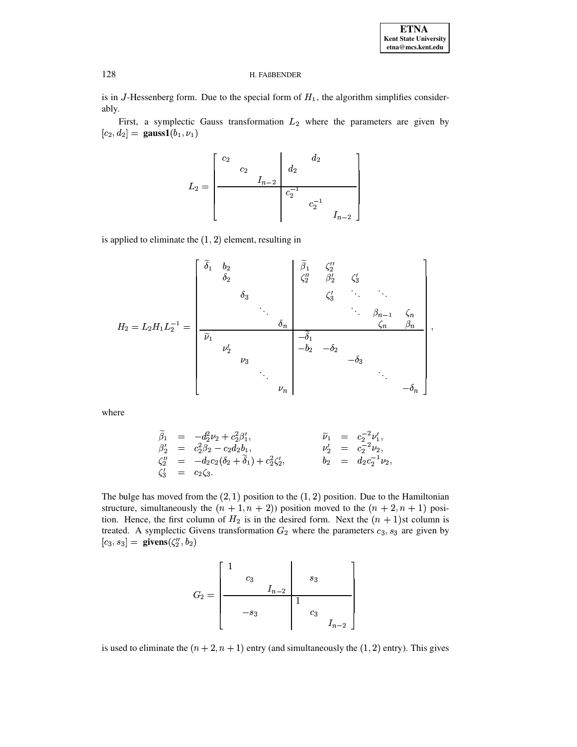is in $J$-Hessenberg form. Due to the special form of $H_1$, the algorithm simplifies considerably.

First, a symplectic Gauss transformation $L_2$ where the parameters are given by $[c_2, d_2] = $ **gauss1**$(b_1, \nu_1)$

$$
L_2 = \left[\begin{array}{ccc|ccc}
c_2 & & & & d_2 & \\
 & c_2 & & d_2 & & \\
 & & I_{n-2} & & & \\
\hline
 & & & c_2^{-1} & & \\
 & & & & c_2^{-1} & \\
 & & & & & I_{n-2}
\end{array}\right]
$$

is applied to eliminate the $(1,2)$ element, resulting in

$$
H_2 = L_2 H_1 L_2^{-1} = \left[\begin{array}{ccccc|ccccc}
\widetilde{\delta}_1 & b_2 & & & & \widetilde{\beta}_1 & \zeta_2'' & & & \\
 & \delta_2 & & & & \zeta_2'' & \beta_2' & \zeta_3' & & \\
 & & \delta_3 & & & & \zeta_3' & \ddots & \ddots & \\
 & & & \ddots & & & & \ddots & \beta_{n-1} & \zeta_n \\
 & & & & \delta_n & & & & \zeta_n & \beta_n \\
\hline
\widetilde{\nu}_1 & & & & & -\widetilde{\delta}_1 & & & & \\
 & \nu_2' & & & & -b_2 & -\delta_2 & & & \\
 & & \nu_3 & & & & & -\delta_3 & & \\
 & & & \ddots & & & & & \ddots & \\
 & & & & \nu_n & & & & & -\delta_n
\end{array}\right],
$$

where

$$
\begin{array}{rclrcl}
\widetilde{\beta}_1 & = & -d_2^2\nu_2 + c_2^2\beta_1', & \widetilde{\nu}_1 & = & c_2^{-2}\nu_1', \\
\beta_2' & = & c_2^2\beta_2 - c_2 d_2 b_1, & \nu_2' & = & c_2^{-2}\nu_2, \\
\zeta_2'' & = & -d_2 c_2(\delta_2 + \widetilde{\delta}_1) + c_2^2\zeta_2', & b_2 & = & d_2 c_2^{-1}\nu_2, \\
\zeta_3' & = & c_2\zeta_3. & & &
\end{array}
$$

The bulge has moved from the $(2,1)$ position to the $(1,2)$ position. Due to the Hamiltonian structure, simultaneously the $(n+1, n+2))$ position moved to the $(n+2, n+1)$ position. Hence, the first column of $H_2$ is in the desired form. Next the $(n+1)$st column is treated. A symplectic Givens transformation $G_2$ where the parameters $c_3, s_3$ are given by $[c_3, s_3] = $ **givens**$(\zeta_2'', b_2)$

$$
G_2 = \left[\begin{array}{ccc|ccc}
1 & & & & & \\
 & c_3 & & & s_3 & \\
 & & I_{n-2} & & & \\
\hline
 & & & 1 & & \\
 & -s_3 & & & c_3 & \\
 & & & & & I_{n-2}
\end{array}\right]
$$

is used to eliminate the $(n+2, n+1)$ entry (and simultaneously the $(1,2)$ entry). This gives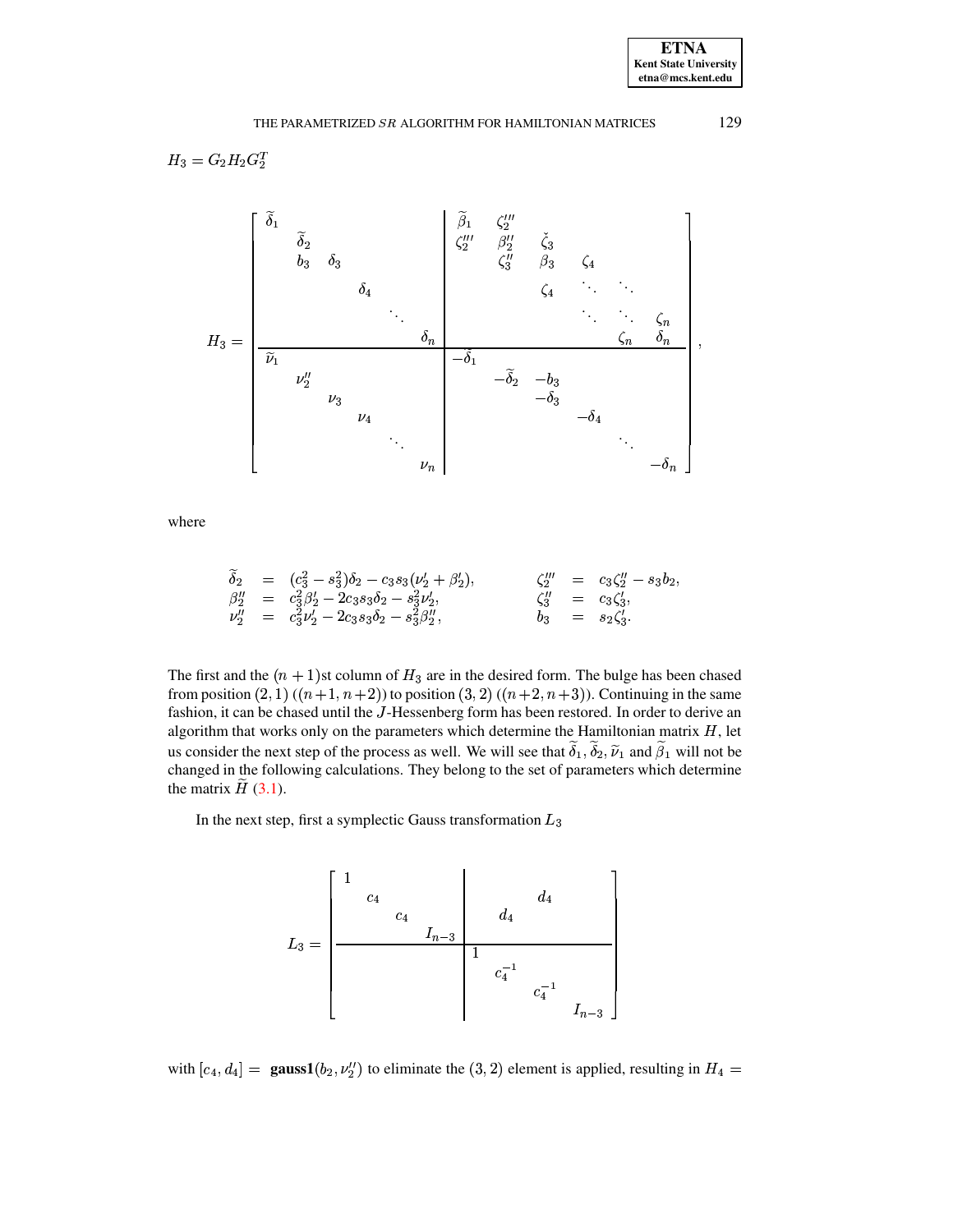$H_3 = G_2 H_2 G_2^T$

$$
H_3 = \left[\begin{array}{cccccc|cccccc}
\widetilde{\delta}_1 & & & & & & \widetilde{\beta}_1 & \zeta_2''' & & & & \\
 & \widetilde{\delta}_2 & & & & & \zeta_2''' & \beta_2'' & \check{\zeta}_3 & & & \\
 & b_3 & \delta_3 & & & & & \zeta_3'' & \beta_3 & \zeta_4 & & \\
 & & & \delta_4 & & & & & \zeta_4 & \ddots & \ddots & \\
 & & & & \ddots & & & & & \ddots & \ddots & \zeta_n \\
 & & & & & \delta_n & & & & & \zeta_n & \delta_n \\
\hline
\widetilde{\nu}_1 & & & & & & -\widetilde{\delta}_1 & & & & & \\
 & \nu_2'' & & & & & & -\widetilde{\delta}_2 & -b_3 & & & \\
 & & \nu_3 & & & & & & -\delta_3 & & & \\
 & & & \nu_4 & & & & & & -\delta_4 & & \\
 & & & & \ddots & & & & & & \ddots & \\
 & & & & & \nu_n & & & & & & -\delta_n
\end{array}\right],
$$

where

$$
\begin{array}{rclrcl}
\widetilde{\delta}_2 & = & (c_3^2 - s_3^2)\delta_2 - c_3 s_3(\nu_2' + \beta_2'), & \zeta_2''' & = & c_3\zeta_2'' - s_3 b_2, \\
\beta_2'' & = & c_3^2\beta_2' - 2c_3 s_3\delta_2 - s_3^2\nu_2', & \zeta_3'' & = & c_3\zeta_3', \\
\nu_2'' & = & c_3^2\nu_2' - 2c_3 s_3\delta_2 - s_3^2\beta_2'', & b_3 & = & s_2\zeta_3'.
\end{array}
$$

The first and the $(n+1)$st column of $H_3$ are in the desired form. The bulge has been chased from position $(2,1)$ ($(n+1, n+2)$) to position $(3,2)$ ($(n+2, n+3)$). Continuing in the same fashion, it can be chased until the $J$-Hessenberg form has been restored. In order to derive an algorithm that works only on the parameters which determine the Hamiltonian matrix $H$, let us consider the next step of the process as well. We will see that $\widetilde{\delta}_1, \widetilde{\delta}_2, \widetilde{\nu}_1$ and $\widetilde{\beta}_1$ will not be changed in the following calculations. They belong to the set of parameters which determine the matrix $\widetilde{H}$ (3.1).

In the next step, first a symplectic Gauss transformation $L_3$

$$
L_3 = \left[\begin{array}{cccc|cccc}
1 & & & & & & & \\
 & c_4 & & & & & d_4 & \\
 & & c_4 & & & d_4 & & \\
 & & & I_{n-3} & & & & \\
\hline
 & & & & 1 & & & \\
 & & & & & c_4^{-1} & & \\
 & & & & & & c_4^{-1} & \\
 & & & & & & & I_{n-3}
\end{array}\right]
$$

with $[c_4, d_4] = $ **gauss1**$(b_2, \nu_2'')$ to eliminate the $(3,2)$ element is applied, resulting in $H_4 =$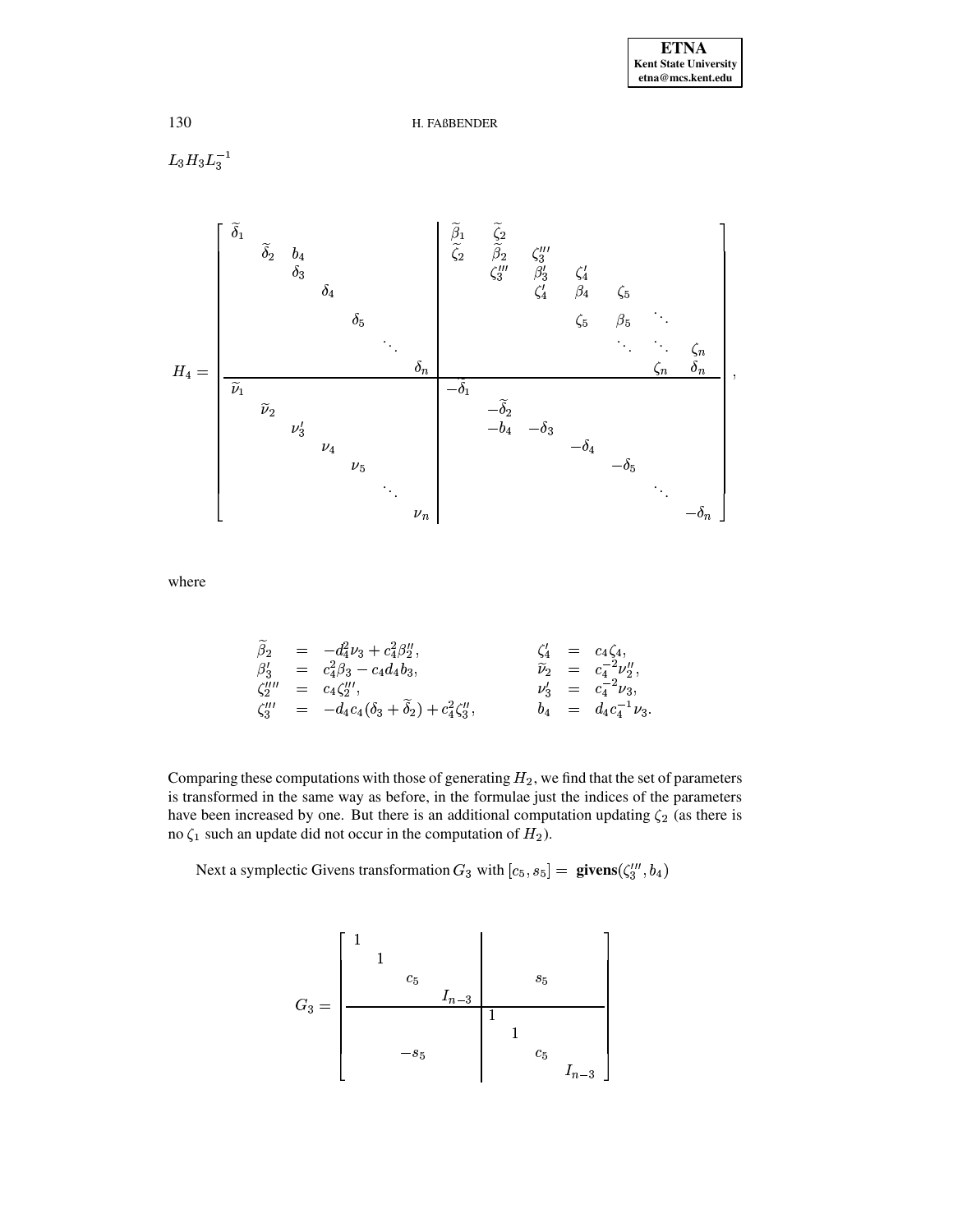$L_3 H_3 L_3^{-1}$

$$
H_4 = \left[\begin{array}{ccccccc|ccccccc}
\widetilde{\delta}_1 & & & & & & & \widetilde{\beta}_1 & \widetilde{\zeta}_2 & & & & & \\
& \widetilde{\delta}_2 & b_4 & & & & & \widetilde{\zeta}_2 & \widetilde{\beta}_2 & \zeta_3''' & & & & \\
& & \delta_3 & & & & & & \zeta_3''' & \beta_3' & \zeta_4' & & & \\
& & & \delta_4 & & & & & & \zeta_4' & \beta_4 & \zeta_5 & & \\
& & & & \delta_5 & & & & & & \zeta_5 & \beta_5 & \ddots & \\
& & & & & \ddots & & & & & & \ddots & \ddots & \zeta_n \\
& & & & & & \delta_n & & & & & & \zeta_n & \delta_n \\
\hline
\widetilde{\nu}_1 & & & & & & & -\widetilde{\delta}_1 & & & & & & \\
& \widetilde{\nu}_2 & & & & & & & -\widetilde{\delta}_2 & & & & & \\
& & \nu_3' & & & & & & -b_4 & -\delta_3 & & & & \\
& & & \nu_4 & & & & & & & -\delta_4 & & & \\
& & & & \nu_5 & & & & & & & -\delta_5 & & \\
& & & & & \ddots & & & & & & & \ddots & \\
& & & & & & \nu_n & & & & & & & -\delta_n
\end{array}\right],
$$

where

$$
\begin{array}{rclcrcl}
\widetilde{\beta}_2 & = & -d_4^2 \nu_3 + c_4^2 \beta_2'', & \qquad & \zeta_4' & = & c_4 \zeta_4, \\
\beta_3' & = & c_4^2 \beta_3 - c_4 d_4 b_3, & & \widetilde{\nu}_2 & = & c_4^{-2} \nu_2'', \\
\zeta_2'''' & = & c_4 \zeta_2''', & & \nu_3' & = & c_4^{-2} \nu_3, \\
\zeta_3''' & = & -d_4 c_4 (\delta_3 + \widetilde{\delta}_2) + c_4^2 \zeta_3'', & & b_4 & = & d_4 c_4^{-1} \nu_3.
\end{array}
$$

Comparing these computations with those of generating $H_2$, we find that the set of parameters is transformed in the same way as before, in the formulae just the indices of the parameters have been increased by one. But there is an additional computation updating $\zeta_2$ (as there is no $\zeta_1$ such an update did not occur in the computation of $H_2$).

Next a symplectic Givens transformation $G_3$ with $[c_5, s_5] =$ **givens**$(\zeta_3''', b_4)$

$$
G_3 = \left[\begin{array}{cccc|cccc}
1 & & & & & & & \\
& 1 & & & & & & \\
& & c_5 & & & & s_5 & \\
& & & I_{n-3} & & & & \\
\hline
& & & & 1 & & & \\
& & & & & 1 & & \\
& & -s_5 & & & & c_5 & \\
& & & & & & & I_{n-3}
\end{array}\right]
$$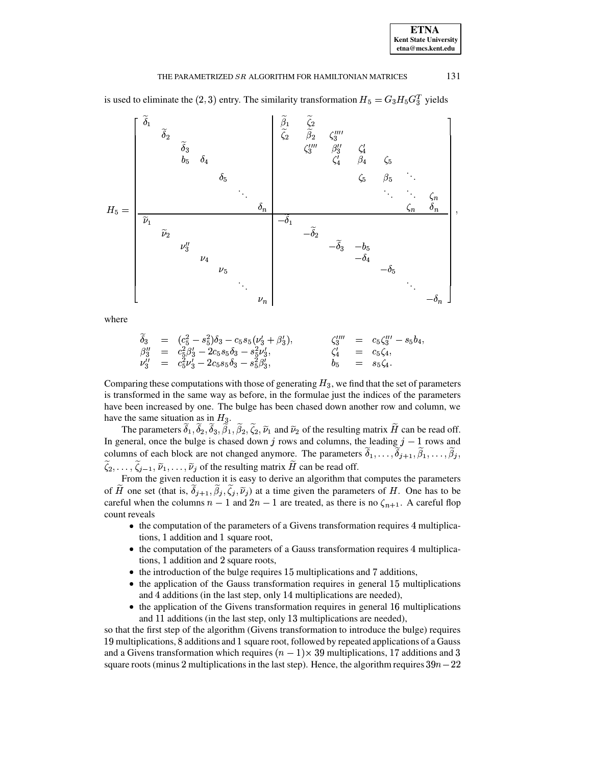is used to eliminate the $(2,3)$ entry. The similarity transformation $H_5 = G_3 H_5 G_3^T$ yields

$$
H_5 = \left[\begin{array}{cccccc|cccccc}
\widetilde{\delta}_1 & & & & & & \widetilde{\beta}_1 & \widetilde{\zeta}_2 & & & & \\
& \widetilde{\delta}_2 & & & & & \widetilde{\zeta}_2 & \widetilde{\beta}_2 & \zeta_3'''' & & & \\
& & \widetilde{\delta}_3 & & & & & \zeta_3'''' & \beta_3'' & \zeta_4' & & \\
& & b_5 & \delta_4 & & & & & \zeta_4' & \beta_4 & \zeta_5 & \\
& & & & \delta_5 & & & & & \zeta_5 & \beta_5 & \ddots \\
& & & & & \ddots & & & & & \ddots & \ddots & \zeta_n \\
& & & & & \delta_n & & & & & & \zeta_n & \delta_n \\
\hline
\widetilde{\nu}_1 & & & & & & -\widetilde{\delta}_1 & & & & & \\
& \widetilde{\nu}_2 & & & & & & -\widetilde{\delta}_2 & & & & \\
& & \nu_3'' & & & & & & -\widetilde{\delta}_3 & -b_5 & & \\
& & & \nu_4 & & & & & & -\delta_4 & & \\
& & & & \nu_5 & & & & & & -\delta_5 & \\
& & & & & \ddots & & & & & & \ddots \\
& & & & & \nu_n & & & & & & & -\delta_n
\end{array}\right],
$$

where

$$
\begin{array}{rclcrcl}
\widetilde{\delta}_3 & = & (c_5^2 - s_5^2)\delta_3 - c_5 s_5(\nu_3' + \beta_3'), & \qquad & \zeta_3'''' & = & c_5\zeta_3''' - s_5 b_4, \\
\beta_3'' & = & c_5^2\beta_3' - 2c_5 s_5\delta_3 - s_5^2\nu_3', & & \zeta_4' & = & c_5\zeta_4, \\
\nu_3'' & = & c_5^2\nu_3' - 2c_5 s_5\delta_3 - s_5^2\beta_3', & & b_5 & = & s_5\zeta_4.
\end{array}
$$

Comparing these computations with those of generating $H_3$, we find that the set of parameters is transformed in the same way as before, in the formulae just the indices of the parameters have been increased by one. The bulge has been chased down another row and column, we have the same situation as in $H_3$.

The parameters $\widetilde{\delta}_1, \widetilde{\delta}_2, \widetilde{\delta}_3, \widetilde{\beta}_1, \widetilde{\beta}_2, \widetilde{\zeta}_2, \widetilde{\nu}_1$ and $\widetilde{\nu}_2$ of the resulting matrix $\widetilde{H}$ can be read off. In general, once the bulge is chased down $j$ rows and columns, the leading $j-1$ rows and columns of each block are not changed anymore. The parameters $\widetilde{\delta}_1, \ldots, \widetilde{\delta}_{j+1}, \widetilde{\beta}_1, \ldots, \widetilde{\beta}_j$, $\widetilde{\zeta}_2, \ldots, \widetilde{\zeta}_{j-1}, \widetilde{\nu}_1, \ldots, \widetilde{\nu}_j$ of the resulting matrix $\widetilde{H}$ can be read off.

From the given reduction it is easy to derive an algorithm that computes the parameters of $\widetilde{H}$ one set (that is, $\widetilde{\delta}_{j+1}, \widetilde{\beta}_j, \widetilde{\zeta}_j, \widetilde{\nu}_j$) at a time given the parameters of $H$. One has to be careful when the columns $n-1$ and $2n-1$ are treated, as there is no $\zeta_{n+1}$. A careful flop count reveals

- the computation of the parameters of a Givens transformation requires 4 multiplications, 1 addition and 1 square root,
- the computation of the parameters of a Gauss transformation requires 4 multiplications, 1 addition and 2 square roots,
- the introduction of the bulge requires 15 multiplications and 7 additions,
- the application of the Gauss transformation requires in general 15 multiplications and 4 additions (in the last step, only 14 multiplications are needed),
- the application of the Givens transformation requires in general 16 multiplications and 11 additions (in the last step, only 13 multiplications are needed),

so that the first step of the algorithm (Givens transformation to introduce the bulge) requires 19 multiplications, 8 additions and 1 square root, followed by repeated applications of a Gauss and a Givens transformation which requires $(n-1)\times$ 39 multiplications, 17 additions and 3 square roots (minus 2 multiplications in the last step). Hence, the algorithm requires $39n-22$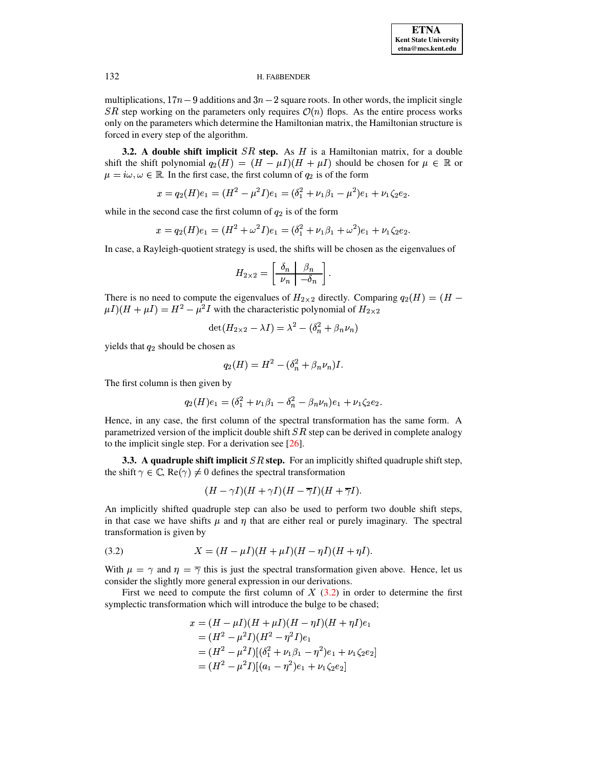multiplications, $17n-9$ additions and $3n-2$ square roots. In other words, the implicit single $SR$ step working on the parameters only requires $\mathcal{O}(n)$ flops. As the entire process works only on the parameters which determine the Hamiltonian matrix, the Hamiltonian structure is forced in every step of the algorithm.

**3.2. A double shift implicit $SR$ step.** As $H$ is a Hamiltonian matrix, for a double shift the shift polynomial $q_2(H) = (H - \mu I)(H + \mu I)$ should be chosen for $\mu \in \mathbb{R}$ or $\mu = i\omega, \omega \in \mathbb{R}$. In the first case, the first column of $q_2$ is of the form

$$x = q_2(H)e_1 = (H^2 - \mu^2 I)e_1 = (\delta_1^2 + \nu_1\beta_1 - \mu^2)e_1 + \nu_1\zeta_2 e_2.$$

while in the second case the first column of $q_2$ is of the form

$$x = q_2(H)e_1 = (H^2 + \omega^2 I)e_1 = (\delta_1^2 + \nu_1\beta_1 + \omega^2)e_1 + \nu_1\zeta_2 e_2.$$

In case, a Rayleigh-quotient strategy is used, the shifts will be chosen as the eigenvalues of

$$H_{2\times 2} = \left[\begin{array}{c|c} \delta_n & \beta_n \\ \hline \nu_n & -\delta_n \end{array}\right].$$

There is no need to compute the eigenvalues of $H_{2\times 2}$ directly. Comparing $q_2(H) = (H - \mu I)(H + \mu I) = H^2 - \mu^2 I$ with the characteristic polynomial of $H_{2\times 2}$

$$\det(H_{2\times 2} - \lambda I) = \lambda^2 - (\delta_n^2 + \beta_n\nu_n)$$

yields that $q_2$ should be chosen as

$$q_2(H) = H^2 - (\delta_n^2 + \beta_n\nu_n)I.$$

The first column is then given by

$$q_2(H)e_1 = (\delta_1^2 + \nu_1\beta_1 - \delta_n^2 - \beta_n\nu_n)e_1 + \nu_1\zeta_2 e_2.$$

Hence, in any case, the first column of the spectral transformation has the same form. A parametrized version of the implicit double shift $SR$ step can be derived in complete analogy to the implicit single step. For a derivation see [26].

**3.3. A quadruple shift implicit $SR$ step.** For an implicitly shifted quadruple shift step, the shift $\gamma \in \mathbb{C}$, $\mathrm{Re}(\gamma) \neq 0$ defines the spectral transformation

$$(H - \gamma I)(H + \gamma I)(H - \overline{\gamma} I)(H + \overline{\gamma} I).$$

An implicitly shifted quadruple step can also be used to perform two double shift steps, in that case we have shifts $\mu$ and $\eta$ that are either real or purely imaginary. The spectral transformation is given by

$$X = (H - \mu I)(H + \mu I)(H - \eta I)(H + \eta I). \tag{3.2}$$

With $\mu = \gamma$ and $\eta = \overline{\gamma}$ this is just the spectral transformation given above. Hence, let us consider the slightly more general expression in our derivations.

First we need to compute the first column of $X$ (3.2) in order to determine the first symplectic transformation which will introduce the bulge to be chased;

$$\begin{aligned}
x &= (H - \mu I)(H + \mu I)(H - \eta I)(H + \eta I)e_1 \\
&= (H^2 - \mu^2 I)(H^2 - \eta^2 I)e_1 \\
&= (H^2 - \mu^2 I)[(\delta_1^2 + \nu_1\beta_1 - \eta^2)e_1 + \nu_1\zeta_2 e_2] \\
&= (H^2 - \mu^2 I)[(a_1 - \eta^2)e_1 + \nu_1\zeta_2 e_2]
\end{aligned}$$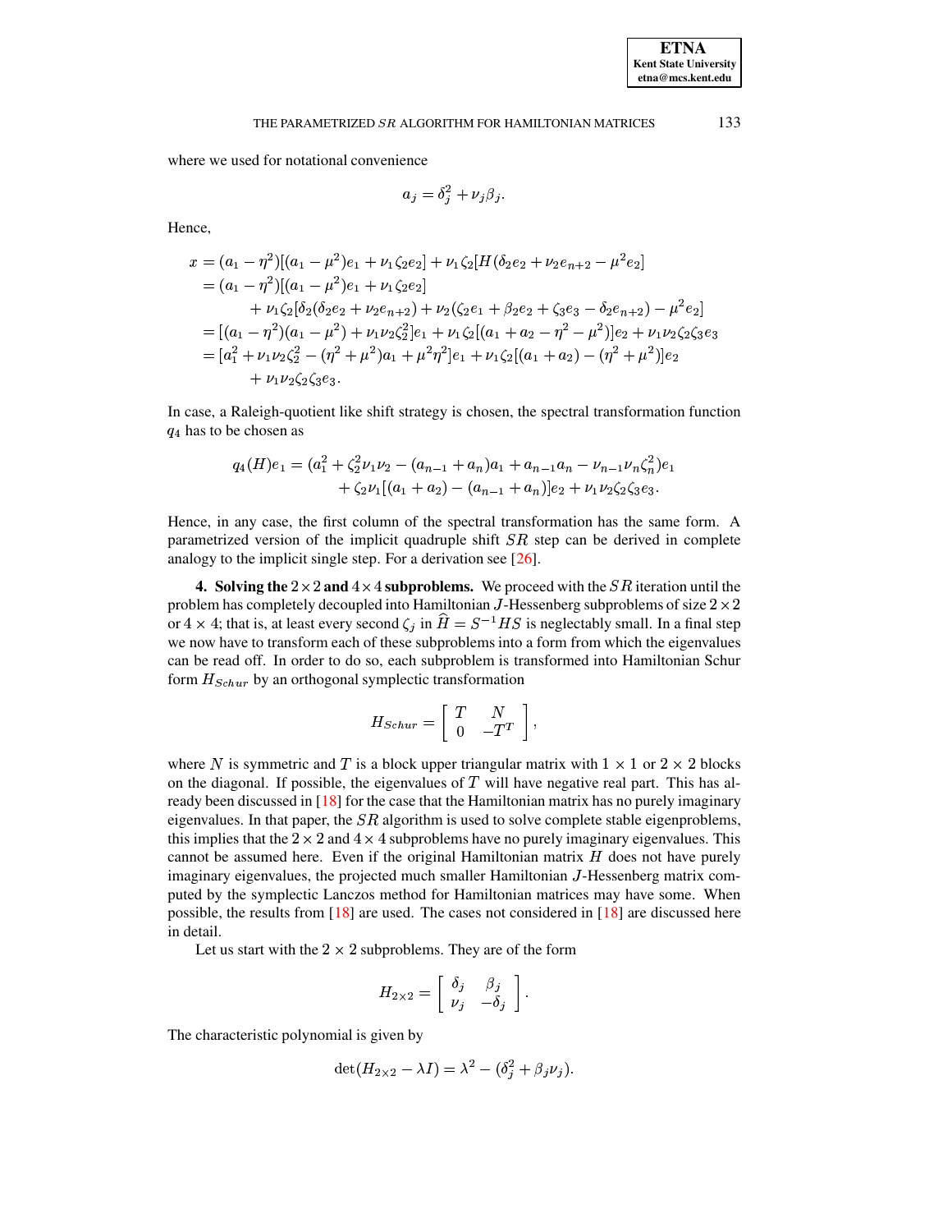where we used for notational convenience

$$a_j = \delta_j^2 + \nu_j \beta_j.$$

Hence,

$$\begin{aligned}
x &= (a_1 - \eta^2)[(a_1 - \mu^2)e_1 + \nu_1\zeta_2 e_2] + \nu_1\zeta_2[H(\delta_2 e_2 + \nu_2 e_{n+2} - \mu^2 e_2] \\
&= (a_1 - \eta^2)[(a_1 - \mu^2)e_1 + \nu_1\zeta_2 e_2] \\
&\quad + \nu_1\zeta_2[\delta_2(\delta_2 e_2 + \nu_2 e_{n+2}) + \nu_2(\zeta_2 e_1 + \beta_2 e_2 + \zeta_3 e_3 - \delta_2 e_{n+2}) - \mu^2 e_2] \\
&= [(a_1 - \eta^2)(a_1 - \mu^2) + \nu_1\nu_2\zeta_2^2]e_1 + \nu_1\zeta_2[(a_1 + a_2 - \eta^2 - \mu^2)]e_2 + \nu_1\nu_2\zeta_2\zeta_3 e_3 \\
&= [a_1^2 + \nu_1\nu_2\zeta_2^2 - (\eta^2 + \mu^2)a_1 + \mu^2\eta^2]e_1 + \nu_1\zeta_2[(a_1 + a_2) - (\eta^2 + \mu^2)]e_2 \\
&\quad + \nu_1\nu_2\zeta_2\zeta_3 e_3.
\end{aligned}$$

In case, a Raleigh-quotient like shift strategy is chosen, the spectral transformation function $q_4$ has to be chosen as

$$\begin{aligned}
q_4(H)e_1 = (a_1^2 &+ \zeta_2^2\nu_1\nu_2 - (a_{n-1} + a_n)a_1 + a_{n-1}a_n - \nu_{n-1}\nu_n\zeta_n^2)e_1 \\
&+ \zeta_2\nu_1[(a_1 + a_2) - (a_{n-1} + a_n)]e_2 + \nu_1\nu_2\zeta_2\zeta_3 e_3.
\end{aligned}$$

Hence, in any case, the first column of the spectral transformation has the same form. A parametrized version of the implicit quadruple shift $SR$ step can be derived in complete analogy to the implicit single step. For a derivation see [26].

## 4. Solving the $2\times 2$ and $4\times 4$ subproblems.

We proceed with the $SR$ iteration until the problem has completely decoupled into Hamiltonian $J$-Hessenberg subproblems of size $2\times 2$ or $4\times 4$; that is, at least every second $\zeta_j$ in $\widehat{H} = S^{-1}HS$ is neglectably small. In a final step we now have to transform each of these subproblems into a form from which the eigenvalues can be read off. In order to do so, each subproblem is transformed into Hamiltonian Schur form $H_{Schur}$ by an orthogonal symplectic transformation

$$H_{Schur} = \begin{bmatrix} T & N \\ 0 & -T^T \end{bmatrix},$$

where $N$ is symmetric and $T$ is a block upper triangular matrix with $1\times 1$ or $2\times 2$ blocks on the diagonal. If possible, the eigenvalues of $T$ will have negative real part. This has already been discussed in [18] for the case that the Hamiltonian matrix has no purely imaginary eigenvalues. In that paper, the $SR$ algorithm is used to solve complete stable eigenproblems, this implies that the $2\times 2$ and $4\times 4$ subproblems have no purely imaginary eigenvalues. This cannot be assumed here. Even if the original Hamiltonian matrix $H$ does not have purely imaginary eigenvalues, the projected much smaller Hamiltonian $J$-Hessenberg matrix computed by the symplectic Lanczos method for Hamiltonian matrices may have some. When possible, the results from [18] are used. The cases not considered in [18] are discussed here in detail.

Let us start with the $2\times 2$ subproblems. They are of the form

$$H_{2\times 2} = \begin{bmatrix} \delta_j & \beta_j \\ \nu_j & -\delta_j \end{bmatrix}.$$

The characteristic polynomial is given by

$$\det(H_{2\times 2} - \lambda I) = \lambda^2 - (\delta_j^2 + \beta_j\nu_j).$$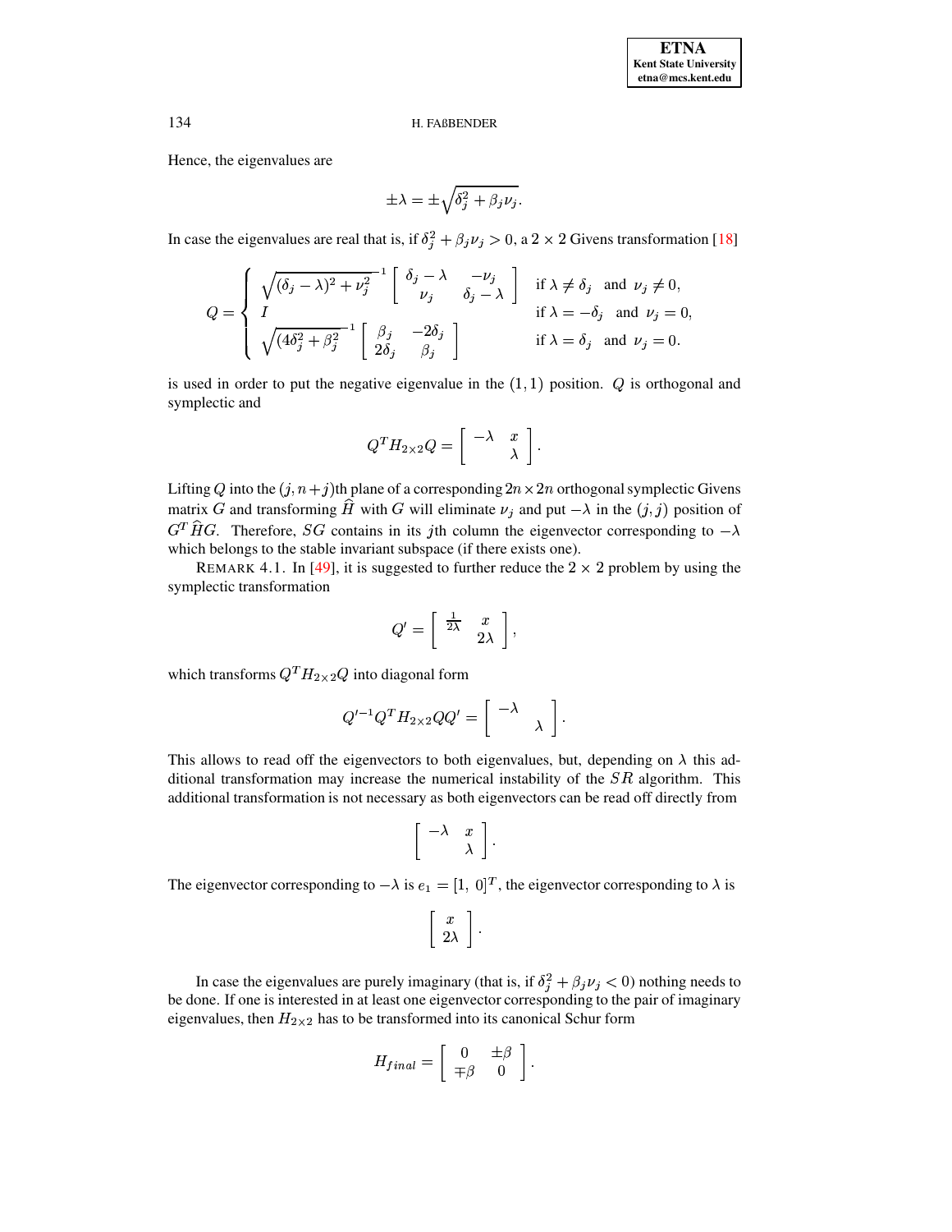Hence, the eigenvalues are

$$\pm\lambda = \pm\sqrt{\delta_j^2 + \beta_j \nu_j}.$$

In case the eigenvalues are real that is, if $\delta_j^2 + \beta_j \nu_j > 0$, a $2 \times 2$ Givens transformation [18]

$$Q = \begin{cases} \sqrt{(\delta_j - \lambda)^2 + \nu_j^2}^{\,-1} \begin{bmatrix} \delta_j - \lambda & -\nu_j \\ \nu_j & \delta_j - \lambda \end{bmatrix} & \text{if } \lambda \neq \delta_j \text{ and } \nu_j \neq 0, \\ I & \text{if } \lambda = -\delta_j \text{ and } \nu_j = 0, \\ \sqrt{(4\delta_j^2 + \beta_j^2}^{\,-1} \begin{bmatrix} \beta_j & -2\delta_j \\ 2\delta_j & \beta_j \end{bmatrix} & \text{if } \lambda = \delta_j \text{ and } \nu_j = 0. \end{cases}$$

is used in order to put the negative eigenvalue in the $(1,1)$ position. $Q$ is orthogonal and symplectic and

$$Q^T H_{2\times 2} Q = \begin{bmatrix} -\lambda & x \\ & \lambda \end{bmatrix}.$$

Lifting $Q$ into the $(j, n+j)$th plane of a corresponding $2n \times 2n$ orthogonal symplectic Givens matrix $G$ and transforming $\widehat{H}$ with $G$ will eliminate $\nu_j$ and put $-\lambda$ in the $(j,j)$ position of $G^T \widehat{H} G$. Therefore, $SG$ contains in its $j$th column the eigenvector corresponding to $-\lambda$ which belongs to the stable invariant subspace (if there exists one).

REMARK 4.1. In [49], it is suggested to further reduce the $2 \times 2$ problem by using the symplectic transformation

$$Q' = \begin{bmatrix} \frac{1}{2\lambda} & x \\ & 2\lambda \end{bmatrix},$$

which transforms $Q^T H_{2\times 2} Q$ into diagonal form

$$Q'^{-1} Q^T H_{2\times 2} Q Q' = \begin{bmatrix} -\lambda & \\ & \lambda \end{bmatrix}.$$

This allows to read off the eigenvectors to both eigenvalues, but, depending on $\lambda$ this additional transformation may increase the numerical instability of the $SR$ algorithm. This additional transformation is not necessary as both eigenvectors can be read off directly from

$$\begin{bmatrix} -\lambda & x \\ & \lambda \end{bmatrix}.$$

The eigenvector corresponding to $-\lambda$ is $e_1 = [1,\ 0]^T$, the eigenvector corresponding to $\lambda$ is

$$\begin{bmatrix} x \\ 2\lambda \end{bmatrix}.$$

In case the eigenvalues are purely imaginary (that is, if $\delta_j^2 + \beta_j \nu_j < 0$) nothing needs to be done. If one is interested in at least one eigenvector corresponding to the pair of imaginary eigenvalues, then $H_{2\times 2}$ has to be transformed into its canonical Schur form

$$H_{final} = \begin{bmatrix} 0 & \pm\beta \\ \mp\beta & 0 \end{bmatrix}.$$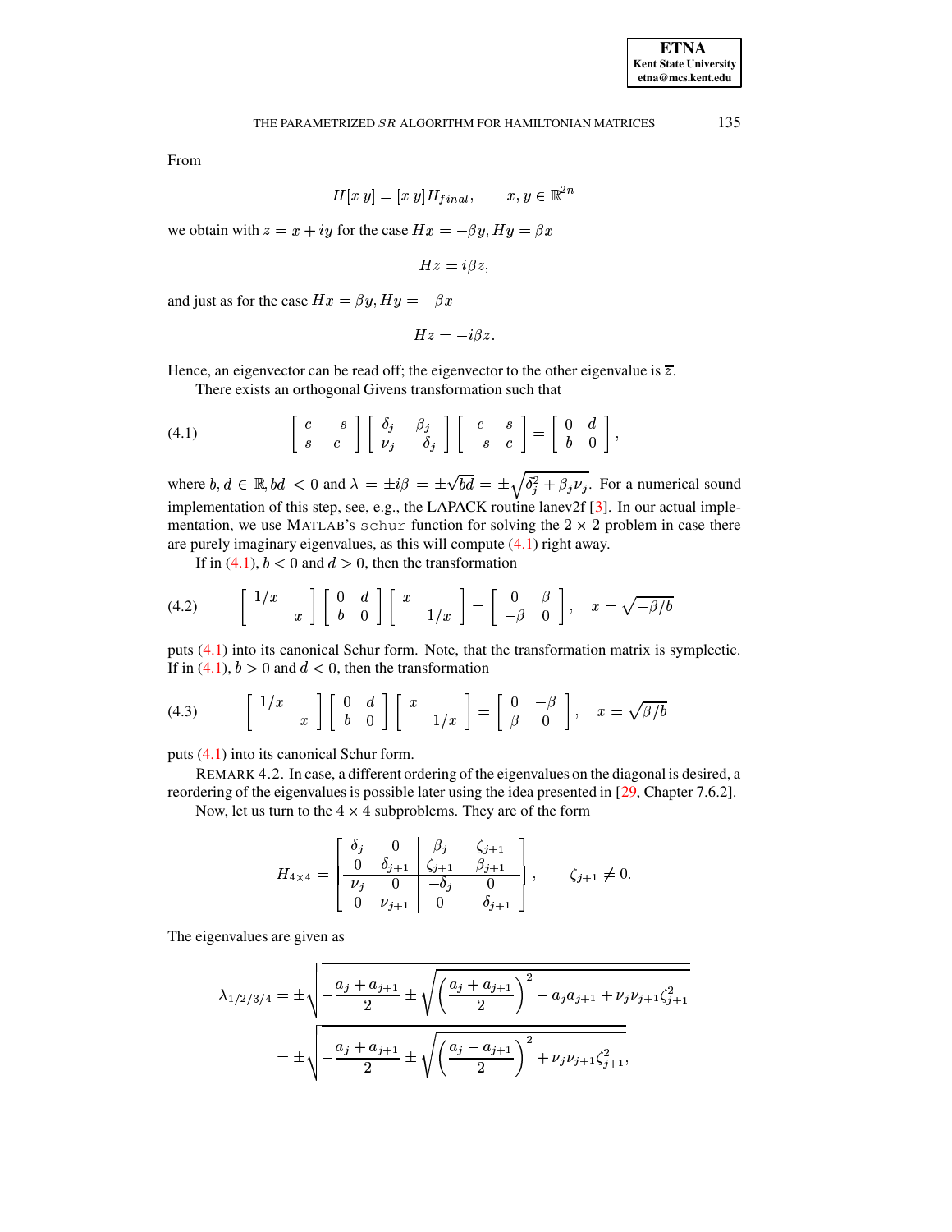From

$$H[x\ y] = [x\ y]H_{final}, \qquad x, y \in \mathbb{R}^{2n}$$

we obtain with $z = x + iy$ for the case $Hx = -\beta y, Hy = \beta x$

$$Hz = i\beta z,$$

and just as for the case $Hx = \beta y, Hy = -\beta x$

$$Hz = -i\beta z.$$

Hence, an eigenvector can be read off; the eigenvector to the other eigenvalue is $\overline{z}$.

There exists an orthogonal Givens transformation such that

$$\begin{bmatrix} c & -s \\ s & c \end{bmatrix} \begin{bmatrix} \delta_j & \beta_j \\ \nu_j & -\delta_j \end{bmatrix} \begin{bmatrix} c & s \\ -s & c \end{bmatrix} = \begin{bmatrix} 0 & d \\ b & 0 \end{bmatrix}, \tag{4.1}$$

where $b, d \in \mathbb{R}, bd < 0$ and $\lambda = \pm i\beta = \pm\sqrt{bd} = \pm\sqrt{\delta_j^2 + \beta_j \nu_j}$. For a numerical sound implementation of this step, see, e.g., the LAPACK routine lanev2f [3]. In our actual implementation, we use MATLAB's `schur` function for solving the $2 \times 2$ problem in case there are purely imaginary eigenvalues, as this will compute (4.1) right away.

If in (4.1), $b < 0$ and $d > 0$, then the transformation

$$\begin{bmatrix} 1/x & \\ & x \end{bmatrix} \begin{bmatrix} 0 & d \\ b & 0 \end{bmatrix} \begin{bmatrix} x & \\ & 1/x \end{bmatrix} = \begin{bmatrix} 0 & \beta \\ -\beta & 0 \end{bmatrix}, \quad x = \sqrt{-\beta/b} \tag{4.2}$$

puts (4.1) into its canonical Schur form. Note, that the transformation matrix is symplectic. If in (4.1), $b > 0$ and $d < 0$, then the transformation

$$\begin{bmatrix} 1/x & \\ & x \end{bmatrix} \begin{bmatrix} 0 & d \\ b & 0 \end{bmatrix} \begin{bmatrix} x & \\ & 1/x \end{bmatrix} = \begin{bmatrix} 0 & -\beta \\ \beta & 0 \end{bmatrix}, \quad x = \sqrt{\beta/b} \tag{4.3}$$

puts (4.1) into its canonical Schur form.

REMARK 4.2. In case, a different ordering of the eigenvalues on the diagonal is desired, a reordering of the eigenvalues is possible later using the idea presented in [29, Chapter 7.6.2].

Now, let us turn to the $4 \times 4$ subproblems. They are of the form

$$H_{4\times 4} = \left[\begin{array}{cc|cc} \delta_j & 0 & \beta_j & \zeta_{j+1} \\ 0 & \delta_{j+1} & \zeta_{j+1} & \beta_{j+1} \\ \hline \nu_j & 0 & -\delta_j & 0 \\ 0 & \nu_{j+1} & 0 & -\delta_{j+1} \end{array}\right], \qquad \zeta_{j+1} \neq 0.$$

The eigenvalues are given as

$$\begin{aligned} \lambda_{1/2/3/4} &= \pm\sqrt{-\frac{a_j + a_{j+1}}{2} \pm \sqrt{\left(\frac{a_j + a_{j+1}}{2}\right)^2 - a_j a_{j+1} + \nu_j \nu_{j+1} \zeta_{j+1}^2}} \\ &= \pm\sqrt{-\frac{a_j + a_{j+1}}{2} \pm \sqrt{\left(\frac{a_j - a_{j+1}}{2}\right)^2 + \nu_j \nu_{j+1} \zeta_{j+1}^2}}, \end{aligned}$$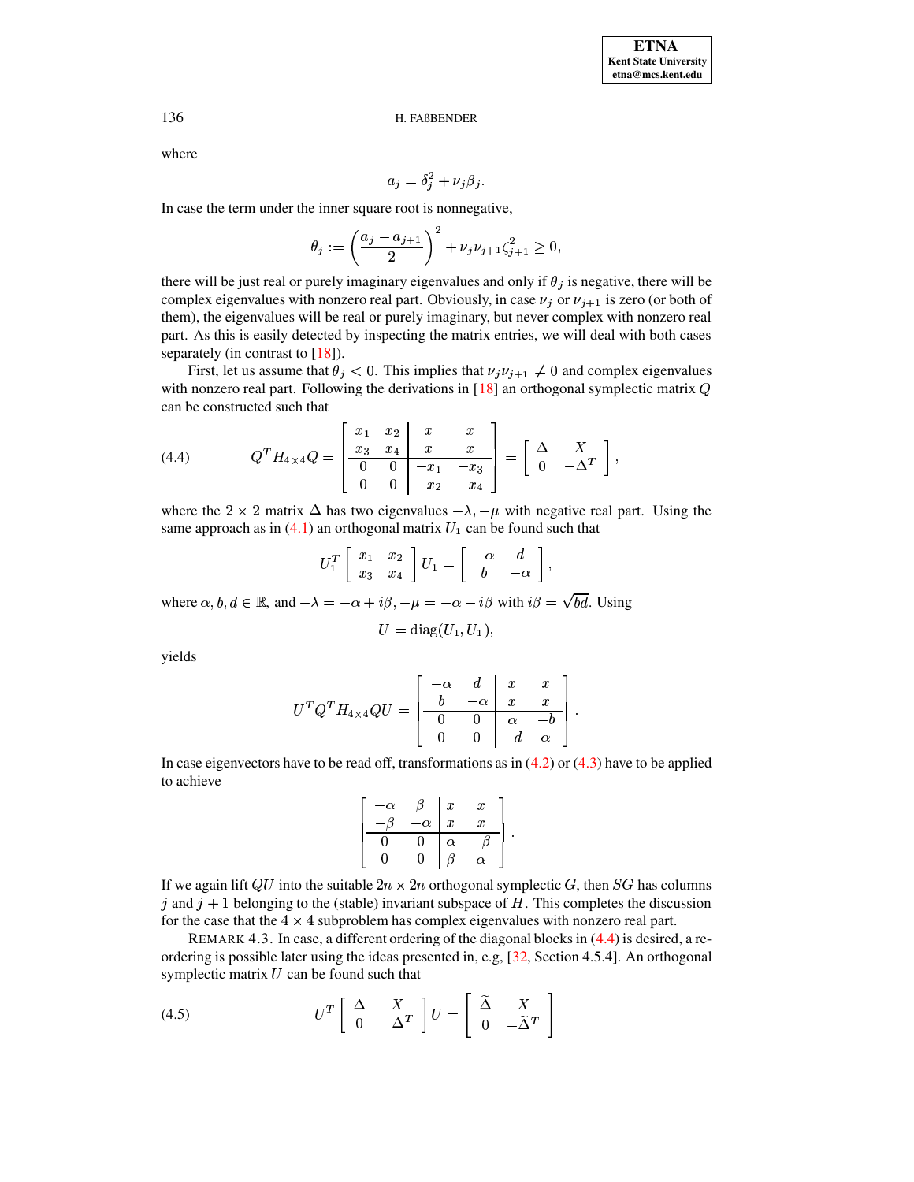where

$$a_j = \delta_j^2 + \nu_j \beta_j.$$

In case the term under the inner square root is nonnegative,

$$\theta_j := \left(\frac{a_j - a_{j+1}}{2}\right)^2 + \nu_j \nu_{j+1} \zeta_{j+1}^2 \geq 0,$$

there will be just real or purely imaginary eigenvalues and only if $\theta_j$ is negative, there will be complex eigenvalues with nonzero real part. Obviously, in case $\nu_j$ or $\nu_{j+1}$ is zero (or both of them), the eigenvalues will be real or purely imaginary, but never complex with nonzero real part. As this is easily detected by inspecting the matrix entries, we will deal with both cases separately (in contrast to [18]).

First, let us assume that $\theta_j < 0$. This implies that $\nu_j \nu_{j+1} \neq 0$ and complex eigenvalues with nonzero real part. Following the derivations in [18] an orthogonal symplectic matrix $Q$ can be constructed such that

$$Q^T H_{4\times 4} Q = \left[\begin{array}{cc|cc} x_1 & x_2 & x & x \\ x_3 & x_4 & x & x \\ \hline 0 & 0 & -x_1 & -x_3 \\ 0 & 0 & -x_2 & -x_4 \end{array}\right] = \left[\begin{array}{cc} \Delta & X \\ 0 & -\Delta^T \end{array}\right], \tag{4.4}$$

where the $2 \times 2$ matrix $\Delta$ has two eigenvalues $-\lambda, -\mu$ with negative real part. Using the same approach as in (4.1) an orthogonal matrix $U_1$ can be found such that

$$U_1^T \left[\begin{array}{cc} x_1 & x_2 \\ x_3 & x_4 \end{array}\right] U_1 = \left[\begin{array}{cc} -\alpha & d \\ b & -\alpha \end{array}\right],$$

where $\alpha, b, d \in \mathbb{R}$, and $-\lambda = -\alpha + i\beta, -\mu = -\alpha - i\beta$ with $i\beta = \sqrt{bd}$. Using

$$U = \operatorname{diag}(U_1, U_1),$$

yields

$$U^T Q^T H_{4\times 4} Q U = \left[\begin{array}{cc|cc} -\alpha & d & x & x \\ b & -\alpha & x & x \\ \hline 0 & 0 & \alpha & -b \\ 0 & 0 & -d & \alpha \end{array}\right].$$

In case eigenvectors have to be read off, transformations as in (4.2) or (4.3) have to be applied to achieve

$$\left[\begin{array}{cc|cc} -\alpha & \beta & x & x \\ -\beta & -\alpha & x & x \\ \hline 0 & 0 & \alpha & -\beta \\ 0 & 0 & \beta & \alpha \end{array}\right].$$

If we again lift $QU$ into the suitable $2n \times 2n$ orthogonal symplectic $G$, then $SG$ has columns $j$ and $j+1$ belonging to the (stable) invariant subspace of $H$. This completes the discussion for the case that the $4 \times 4$ subproblem has complex eigenvalues with nonzero real part.

REMARK 4.3. In case, a different ordering of the diagonal blocks in (4.4) is desired, a reordering is possible later using the ideas presented in, e.g, [32, Section 4.5.4]. An orthogonal symplectic matrix $U$ can be found such that

$$U^T \left[\begin{array}{cc} \Delta & X \\ 0 & -\Delta^T \end{array}\right] U = \left[\begin{array}{cc} \widetilde{\Delta} & X \\ 0 & -\widetilde{\Delta}^T \end{array}\right] \tag{4.5}$$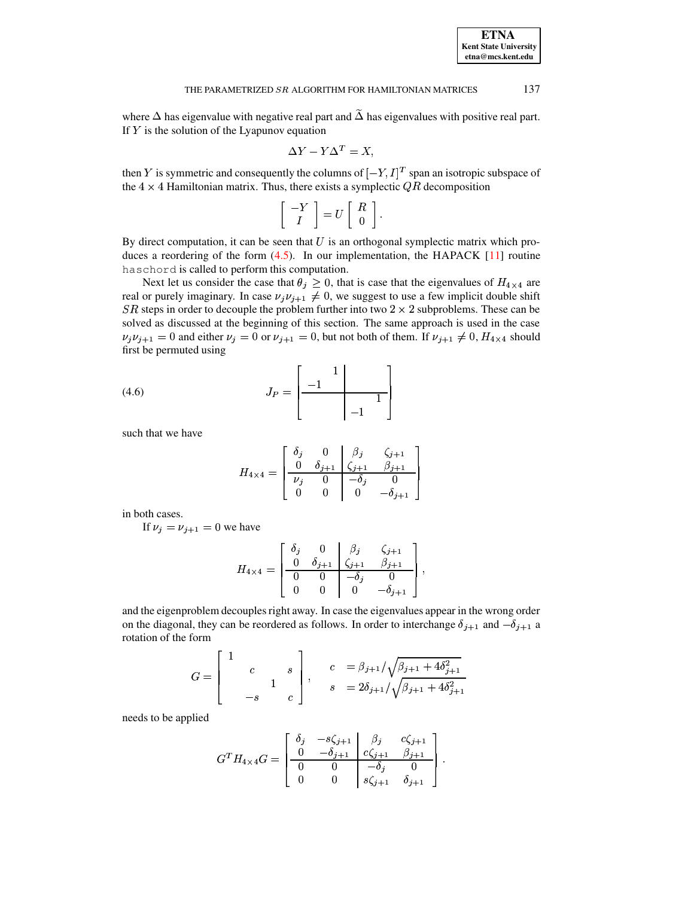where $\Delta$ has eigenvalue with negative real part and $\widetilde{\Delta}$ has eigenvalues with positive real part. If $Y$ is the solution of the Lyapunov equation

$$\Delta Y - Y \Delta^T = X,$$

then $Y$ is symmetric and consequently the columns of $[-Y, I]^T$ span an isotropic subspace of the $4 \times 4$ Hamiltonian matrix. Thus, there exists a symplectic $QR$ decomposition

$$\begin{bmatrix} -Y \\ I \end{bmatrix} = U \begin{bmatrix} R \\ 0 \end{bmatrix}.$$

By direct computation, it can be seen that $U$ is an orthogonal symplectic matrix which produces a reordering of the form (4.5). In our implementation, the HAPACK [11] routine `haschord` is called to perform this computation.

Next let us consider the case that $\theta_j \geq 0$, that is case that the eigenvalues of $H_{4\times 4}$ are real or purely imaginary. In case $\nu_j \nu_{j+1} \neq 0$, we suggest to use a few implicit double shift $SR$ steps in order to decouple the problem further into two $2 \times 2$ subproblems. These can be solved as discussed at the beginning of this section. The same approach is used in the case $\nu_j \nu_{j+1} = 0$ and either $\nu_j = 0$ or $\nu_{j+1} = 0$, but not both of them. If $\nu_{j+1} \neq 0$, $H_{4\times 4}$ should first be permuted using

$$J_P = \left[\begin{array}{cc|cc} & 1 & & \\ -1 & & & \\ \hline & & & 1 \\ & & -1 & \end{array}\right] \tag{4.6}$$

such that we have

$$H_{4\times 4} = \left[\begin{array}{cc|cc} \delta_j & 0 & \beta_j & \zeta_{j+1} \\ 0 & \delta_{j+1} & \zeta_{j+1} & \beta_{j+1} \\ \hline \nu_j & 0 & -\delta_j & 0 \\ 0 & 0 & 0 & -\delta_{j+1} \end{array}\right]$$

in both cases.

If $\nu_j = \nu_{j+1} = 0$ we have

$$H_{4\times 4} = \left[\begin{array}{cc|cc} \delta_j & 0 & \beta_j & \zeta_{j+1} \\ 0 & \delta_{j+1} & \zeta_{j+1} & \beta_{j+1} \\ \hline 0 & 0 & -\delta_j & 0 \\ 0 & 0 & 0 & -\delta_{j+1} \end{array}\right],$$

and the eigenproblem decouples right away. In case the eigenvalues appear in the wrong order on the diagonal, they can be reordered as follows. In order to interchange $\delta_{j+1}$ and $-\delta_{j+1}$ a rotation of the form

$$G = \begin{bmatrix} 1 & & & \\ & c & & s \\ & & 1 & \\ & -s & & c \end{bmatrix}, \qquad \begin{aligned} c &= \beta_{j+1} / \sqrt{\beta_{j+1} + 4\delta_{j+1}^2} \\ s &= 2\delta_{j+1} / \sqrt{\beta_{j+1} + 4\delta_{j+1}^2} \end{aligned}$$

needs to be applied

$$G^T H_{4\times 4} G = \left[\begin{array}{cc|cc} \delta_j & -s\zeta_{j+1} & \beta_j & c\zeta_{j+1} \\ 0 & -\delta_{j+1} & c\zeta_{j+1} & \beta_{j+1} \\ \hline 0 & 0 & -\delta_j & 0 \\ 0 & 0 & s\zeta_{j+1} & \delta_{j+1} \end{array}\right].$$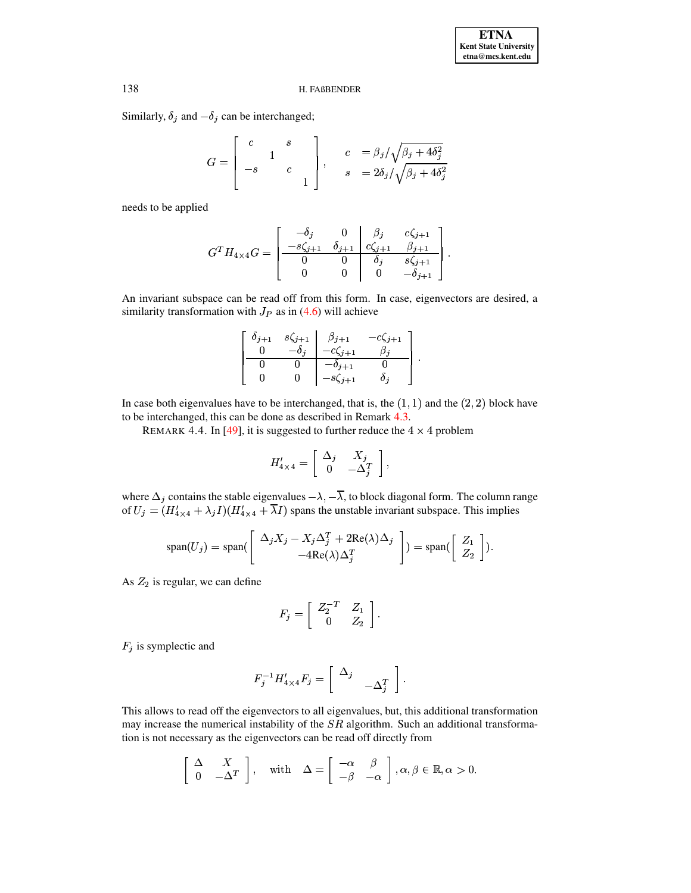Similarly, $\delta_j$ and $-\delta_j$ can be interchanged;

$$
G = \begin{bmatrix} c & & s & \\ & 1 & & \\ -s & & c & \\ & & & 1 \end{bmatrix}, \qquad \begin{array}{ll} c & = \beta_j / \sqrt{\beta_j + 4\delta_j^2} \\ s & = 2\delta_j / \sqrt{\beta_j + 4\delta_j^2} \end{array}
$$

needs to be applied

$$
G^T H_{4\times 4} G = \left[ \begin{array}{cc|cc} -\delta_j & 0 & \beta_j & c\zeta_{j+1} \\ -s\zeta_{j+1} & \delta_{j+1} & c\zeta_{j+1} & \beta_{j+1} \\ \hline 0 & 0 & \delta_j & s\zeta_{j+1} \\ 0 & 0 & 0 & -\delta_{j+1} \end{array} \right].
$$

An invariant subspace can be read off from this form. In case, eigenvectors are desired, a similarity transformation with $J_P$ as in (4.6) will achieve

$$
\left[ \begin{array}{cc|cc} \delta_{j+1} & s\zeta_{j+1} & \beta_{j+1} & -c\zeta_{j+1} \\ 0 & -\delta_j & -c\zeta_{j+1} & \beta_j \\ \hline 0 & 0 & -\delta_{j+1} & 0 \\ 0 & 0 & -s\zeta_{j+1} & \delta_j \end{array} \right].
$$

In case both eigenvalues have to be interchanged, that is, the $(1,1)$ and the $(2,2)$ block have to be interchanged, this can be done as described in Remark 4.3.

REMARK 4.4. In [49], it is suggested to further reduce the $4 \times 4$ problem

$$
H'_{4\times 4} = \begin{bmatrix} \Delta_j & X_j \\ 0 & -\Delta_j^T \end{bmatrix},
$$

where $\Delta_j$ contains the stable eigenvalues $-\lambda, -\overline{\lambda}$, to block diagonal form. The column range of $U_j = (H'_{4\times 4} + \lambda_j I)(H'_{4\times 4} + \overline{\lambda} I)$ spans the unstable invariant subspace. This implies

$$
\text{span}(U_j) = \text{span}(\begin{bmatrix} \Delta_j X_j - X_j \Delta_j^T + 2\text{Re}(\lambda)\Delta_j \\ -4\text{Re}(\lambda)\Delta_j^T \end{bmatrix}) = \text{span}(\begin{bmatrix} Z_1 \\ Z_2 \end{bmatrix}).
$$

As $Z_2$ is regular, we can define

$$
F_j = \begin{bmatrix} Z_2^{-T} & Z_1 \\ 0 & Z_2 \end{bmatrix}.
$$

$F_j$ is symplectic and

$$
F_j^{-1} H'_{4\times 4} F_j = \begin{bmatrix} \Delta_j & \\ & -\Delta_j^T \end{bmatrix}.
$$

This allows to read off the eigenvectors to all eigenvalues, but, this additional transformation may increase the numerical instability of the $SR$ algorithm. Such an additional transformation is not necessary as the eigenvectors can be read off directly from

$$
\begin{bmatrix} \Delta & X \\ 0 & -\Delta^T \end{bmatrix}, \quad \text{with} \quad \Delta = \begin{bmatrix} -\alpha & \beta \\ -\beta & -\alpha \end{bmatrix}, \alpha, \beta \in \mathbb{R}, \alpha > 0.
$$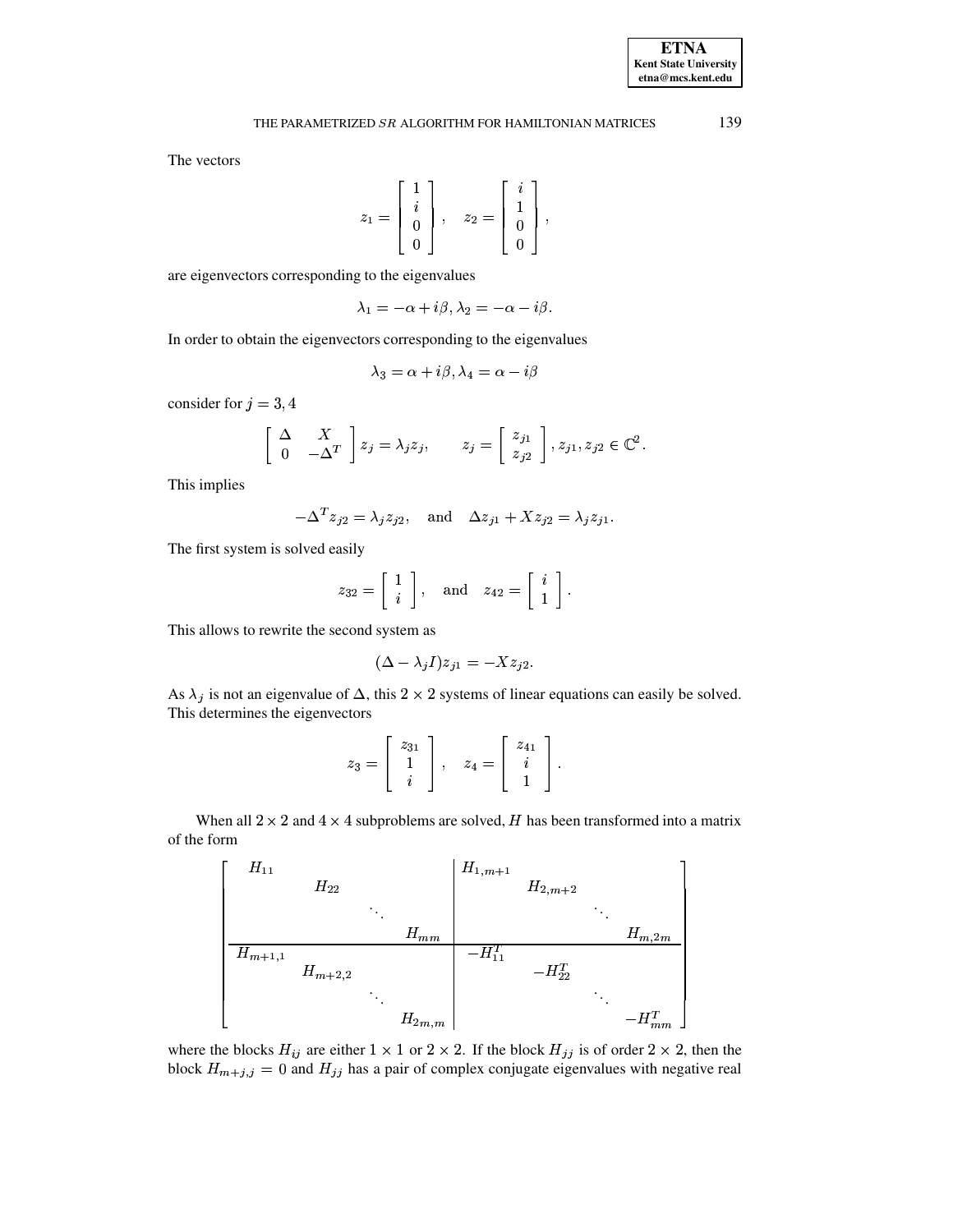The vectors

$$z_1 = \begin{bmatrix} 1 \\ i \\ 0 \\ 0 \end{bmatrix}, \quad z_2 = \begin{bmatrix} i \\ 1 \\ 0 \\ 0 \end{bmatrix},$$

are eigenvectors corresponding to the eigenvalues

$$\lambda_1 = -\alpha + i\beta, \lambda_2 = -\alpha - i\beta.$$

In order to obtain the eigenvectors corresponding to the eigenvalues

$$\lambda_3 = \alpha + i\beta, \lambda_4 = \alpha - i\beta$$

consider for $j = 3, 4$

$$\begin{bmatrix} \Delta & X \\ 0 & -\Delta^T \end{bmatrix} z_j = \lambda_j z_j, \qquad z_j = \begin{bmatrix} z_{j1} \\ z_{j2} \end{bmatrix}, z_{j1}, z_{j2} \in \mathbb{C}^2.$$

This implies

$$-\Delta^T z_{j2} = \lambda_j z_{j2}, \quad \text{and} \quad \Delta z_{j1} + X z_{j2} = \lambda_j z_{j1}.$$

The first system is solved easily

$$z_{32} = \begin{bmatrix} 1 \\ i \end{bmatrix}, \quad \text{and} \quad z_{42} = \begin{bmatrix} i \\ 1 \end{bmatrix}.$$

This allows to rewrite the second system as

$$(\Delta - \lambda_j I) z_{j1} = -X z_{j2}.$$

As $\lambda_j$ is not an eigenvalue of $\Delta$, this $2 \times 2$ systems of linear equations can easily be solved. This determines the eigenvectors

$$z_3 = \begin{bmatrix} z_{31} \\ 1 \\ i \end{bmatrix}, \quad z_4 = \begin{bmatrix} z_{41} \\ i \\ 1 \end{bmatrix}.$$

When all $2 \times 2$ and $4 \times 4$ subproblems are solved, $H$ has been transformed into a matrix of the form

$$\left[\begin{array}{cccc|cccc} H_{11} & & & & H_{1,m+1} & & & \\ & H_{22} & & & & H_{2,m+2} & & \\ & & \ddots & & & & \ddots & \\ & & & H_{mm} & & & & H_{m,2m} \\ \hline H_{m+1,1} & & & & -H_{11}^T & & & \\ & H_{m+2,2} & & & & -H_{22}^T & & \\ & & \ddots & & & & \ddots & \\ & & & H_{2m,m} & & & & -H_{mm}^T \end{array}\right]$$

where the blocks $H_{ij}$ are either $1 \times 1$ or $2 \times 2$. If the block $H_{jj}$ is of order $2 \times 2$, then the block $H_{m+j,j} = 0$ and $H_{jj}$ has a pair of complex conjugate eigenvalues with negative real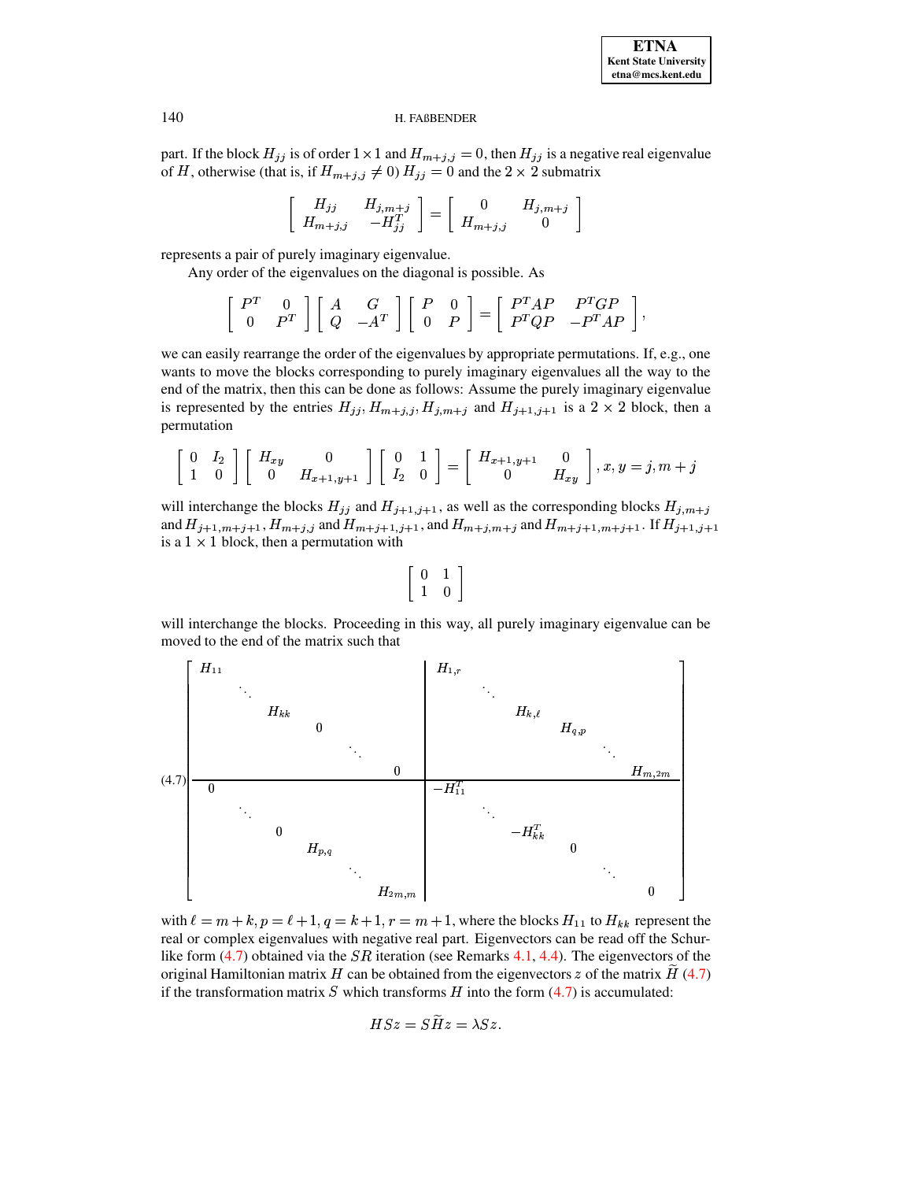part. If the block $H_{jj}$ is of order $1 \times 1$ and $H_{m+j,j} = 0$, then $H_{jj}$ is a negative real eigenvalue of $H$, otherwise (that is, if $H_{m+j,j} \neq 0$) $H_{jj} = 0$ and the $2 \times 2$ submatrix

$$\begin{bmatrix} H_{jj} & H_{j,m+j} \\ H_{m+j,j} & -H_{jj}^T \end{bmatrix} = \begin{bmatrix} 0 & H_{j,m+j} \\ H_{m+j,j} & 0 \end{bmatrix}$$

represents a pair of purely imaginary eigenvalue.

Any order of the eigenvalues on the diagonal is possible. As

$$\begin{bmatrix} P^T & 0 \\ 0 & P^T \end{bmatrix} \begin{bmatrix} A & G \\ Q & -A^T \end{bmatrix} \begin{bmatrix} P & 0 \\ 0 & P \end{bmatrix} = \begin{bmatrix} P^TAP & P^TGP \\ P^TQP & -P^TAP \end{bmatrix},$$

we can easily rearrange the order of the eigenvalues by appropriate permutations. If, e.g., one wants to move the blocks corresponding to purely imaginary eigenvalues all the way to the end of the matrix, then this can be done as follows: Assume the purely imaginary eigenvalue is represented by the entries $H_{jj}, H_{m+j,j}, H_{j,m+j}$ and $H_{j+1,j+1}$ is a $2 \times 2$ block, then a permutation

$$\begin{bmatrix} 0 & I_2 \\ 1 & 0 \end{bmatrix} \begin{bmatrix} H_{xy} & 0 \\ 0 & H_{x+1,y+1} \end{bmatrix} \begin{bmatrix} 0 & 1 \\ I_2 & 0 \end{bmatrix} = \begin{bmatrix} H_{x+1,y+1} & 0 \\ 0 & H_{xy} \end{bmatrix}, x, y = j, m+j$$

will interchange the blocks $H_{jj}$ and $H_{j+1,j+1}$, as well as the corresponding blocks $H_{j,m+j}$ and $H_{j+1,m+j+1}$, $H_{m+j,j}$ and $H_{m+j+1,j+1}$, and $H_{m+j,m+j}$ and $H_{m+j+1,m+j+1}$. If $H_{j+1,j+1}$ is a $1 \times 1$ block, then a permutation with

$$\begin{bmatrix} 0 & 1 \\ 1 & 0 \end{bmatrix}$$

will interchange the blocks. Proceeding in this way, all purely imaginary eigenvalue can be moved to the end of the matrix such that

$$\left[\begin{array}{cccccc|cccccc}
H_{11} & & & & & & H_{1,r} & & & & & \\
& \ddots & & & & & & \ddots & & & & \\
& & H_{kk} & & & & & & H_{k,\ell} & & & \\
& & & 0 & & & & & & H_{q,p} & & \\
& & & & \ddots & & & & & & \ddots & \\
& & & & & 0 & & & & & & H_{m,2m} \\
\hline
0 & & & & & & -H_{11}^T & & & & & \\
& \ddots & & & & & & \ddots & & & & \\
& & 0 & & & & & & -H_{kk}^T & & & \\
& & & H_{p,q} & & & & & & 0 & & \\
& & & & \ddots & & & & & & \ddots & \\
& & & & & H_{2m,m} & & & & & & 0
\end{array}\right] \tag{4.7}$$

with $\ell = m+k, p = \ell+1, q = k+1, r = m+1$, where the blocks $H_{11}$ to $H_{kk}$ represent the real or complex eigenvalues with negative real part. Eigenvectors can be read off the Schur-like form (4.7) obtained via the $SR$ iteration (see Remarks 4.1, 4.4). The eigenvectors of the original Hamiltonian matrix $H$ can be obtained from the eigenvectors $z$ of the matrix $\widetilde{H}$ (4.7) if the transformation matrix $S$ which transforms $H$ into the form (4.7) is accumulated:

$$HSz = S\widetilde{H}z = \lambda Sz.$$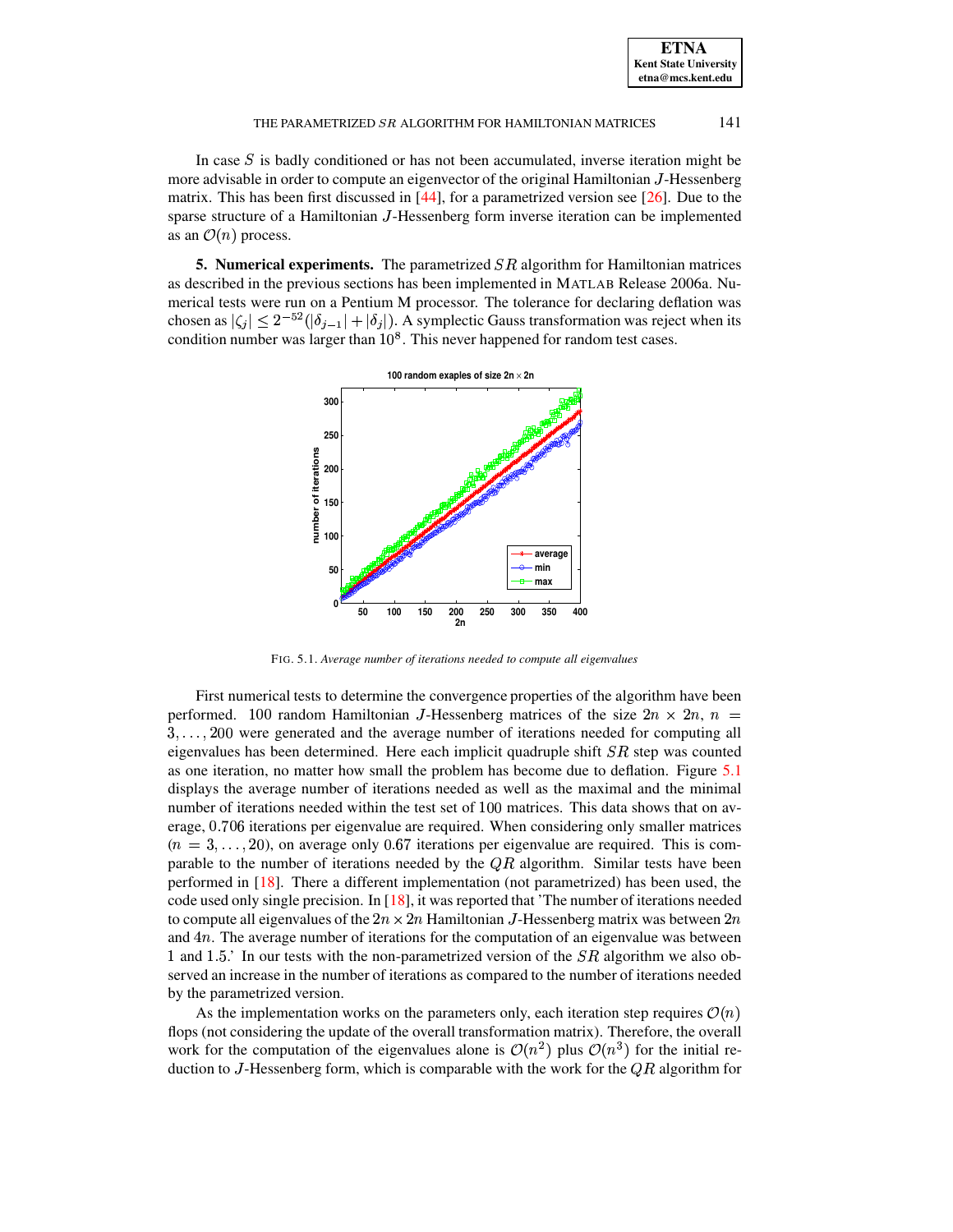In case $S$ is badly conditioned or has not been accumulated, inverse iteration might be more advisable in order to compute an eigenvector of the original Hamiltonian $J$-Hessenberg matrix. This has been first discussed in [44], for a parametrized version see [26]. Due to the sparse structure of a Hamiltonian $J$-Hessenberg form inverse iteration can be implemented as an $\mathcal{O}(n)$ process.

## 5. Numerical experiments.

The parametrized $SR$ algorithm for Hamiltonian matrices as described in the previous sections has been implemented in MATLAB Release 2006a. Numerical tests were run on a Pentium M processor. The tolerance for declaring deflation was chosen as $|\zeta_j| \leq 2^{-52}(|\delta_{j-1}| + |\delta_j|)$. A symplectic Gauss transformation was reject when its condition number was larger than $10^8$. This never happened for random test cases.

FIG. 5.1. *Average number of iterations needed to compute all eigenvalues*

First numerical tests to determine the convergence properties of the algorithm have been performed. 100 random Hamiltonian $J$-Hessenberg matrices of the size $2n \times 2n$, $n = 3, \ldots, 200$ were generated and the average number of iterations needed for computing all eigenvalues has been determined. Here each implicit quadruple shift $SR$ step was counted as one iteration, no matter how small the problem has become due to deflation. Figure 5.1 displays the average number of iterations needed as well as the maximal and the minimal number of iterations needed within the test set of 100 matrices. This data shows that on average, 0.706 iterations per eigenvalue are required. When considering only smaller matrices ($n = 3, \ldots, 20$), on average only 0.67 iterations per eigenvalue are required. This is comparable to the number of iterations needed by the $QR$ algorithm. Similar tests have been performed in [18]. There a different implementation (not parametrized) has been used, the code used only single precision. In [18], it was reported that 'The number of iterations needed to compute all eigenvalues of the $2n \times 2n$ Hamiltonian $J$-Hessenberg matrix was between $2n$ and $4n$. The average number of iterations for the computation of an eigenvalue was between 1 and 1.5.' In our tests with the non-parametrized version of the $SR$ algorithm we also observed an increase in the number of iterations as compared to the number of iterations needed by the parametrized version.

As the implementation works on the parameters only, each iteration step requires $\mathcal{O}(n)$ flops (not considering the update of the overall transformation matrix). Therefore, the overall work for the computation of the eigenvalues alone is $\mathcal{O}(n^2)$ plus $\mathcal{O}(n^3)$ for the initial reduction to $J$-Hessenberg form, which is comparable with the work for the $QR$ algorithm for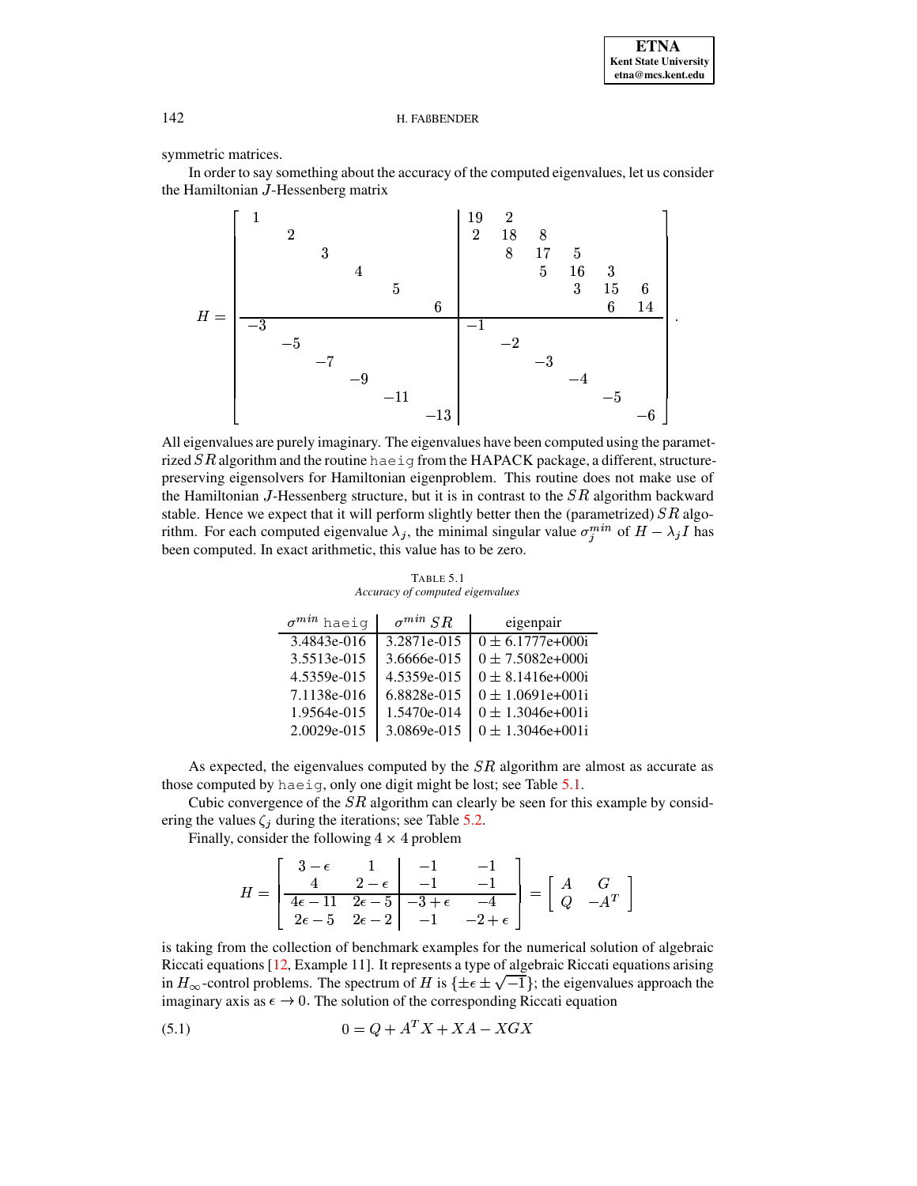symmetric matrices.

In order to say something about the accuracy of the computed eigenvalues, let us consider the Hamiltonian $J$-Hessenberg matrix

$$
H = \left[\begin{array}{cccccc|cccccc}
1 & & & & & & 19 & 2 & & & & \\
& 2 & & & & & 2 & 18 & 8 & & & \\
& & 3 & & & & & 8 & 17 & 5 & & \\
& & & 4 & & & & & 5 & 16 & 3 & \\
& & & & 5 & & & & & 3 & 15 & 6 \\
& & & & & 6 & & & & & 6 & 14 \\
\hline
-3 & & & & & & -1 & & & & & \\
& -5 & & & & & & -2 & & & & \\
& & -7 & & & & & & -3 & & & \\
& & & -9 & & & & & & -4 & & \\
& & & & -11 & & & & & & -5 & \\
& & & & & -13 & & & & & & -6
\end{array}\right].
$$

All eigenvalues are purely imaginary. The eigenvalues have been computed using the parametrized $SR$ algorithm and the routine `haeig` from the HAPACK package, a different, structure-preserving eigensolvers for Hamiltonian eigenproblem. This routine does not make use of the Hamiltonian $J$-Hessenberg structure, but it is in contrast to the $SR$ algorithm backward stable. Hence we expect that it will perform slightly better then the (parametrized) $SR$ algorithm. For each computed eigenvalue $\lambda_j$, the minimal singular value $\sigma_j^{min}$ of $H - \lambda_j I$ has been computed. In exact arithmetic, this value has to be zero.

TABLE 5.1
*Accuracy of computed eigenvalues*

| $\sigma^{min}$ `haeig` | $\sigma^{min}$ $SR$ | eigenpair |
|---|---|---|
| 3.4843e-016 | 3.2871e-015 | $0 \pm$ 6.1777e+000i |
| 3.5513e-015 | 3.6666e-015 | $0 \pm$ 7.5082e+000i |
| 4.5359e-015 | 4.5359e-015 | $0 \pm$ 8.1416e+000i |
| 7.1138e-016 | 6.8828e-015 | $0 \pm$ 1.0691e+001i |
| 1.9564e-015 | 1.5470e-014 | $0 \pm$ 1.3046e+001i |
| 2.0029e-015 | 3.0869e-015 | $0 \pm$ 1.3046e+001i |

As expected, the eigenvalues computed by the $SR$ algorithm are almost as accurate as those computed by `haeig`, only one digit might be lost; see Table 5.1.

Cubic convergence of the $SR$ algorithm can clearly be seen for this example by considering the values $\zeta_j$ during the iterations; see Table 5.2.

Finally, consider the following $4 \times 4$ problem

$$
H = \left[\begin{array}{cc|cc}
3-\epsilon & 1 & -1 & -1 \\
4 & 2-\epsilon & -1 & -1 \\
\hline
4\epsilon - 11 & 2\epsilon - 5 & -3+\epsilon & -4 \\
2\epsilon - 5 & 2\epsilon - 2 & -1 & -2+\epsilon
\end{array}\right] = \left[\begin{array}{cc} A & G \\ Q & -A^T \end{array}\right]
$$

is taking from the collection of benchmark examples for the numerical solution of algebraic Riccati equations [12, Example 11]. It represents a type of algebraic Riccati equations arising in $H_\infty$-control problems. The spectrum of $H$ is $\{\pm\epsilon \pm \sqrt{-1}\}$; the eigenvalues approach the imaginary axis as $\epsilon \to 0$. The solution of the corresponding Riccati equation

$$
0 = Q + A^T X + XA - XGX \tag{5.1}
$$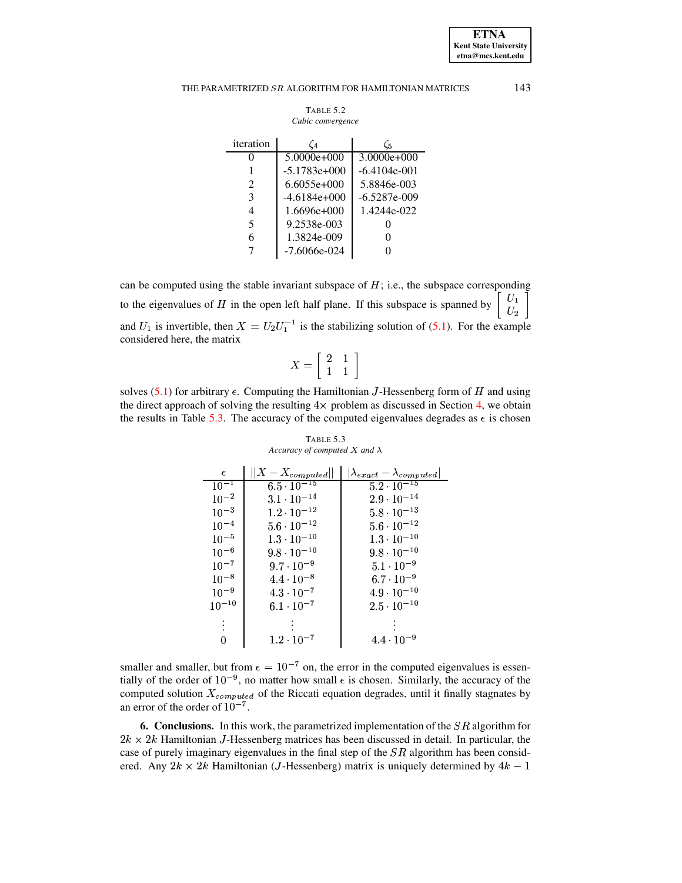TABLE 5.2
*Cubic convergence*

| iteration | $\zeta_4$ | $\zeta_5$ |
|---|---|---|
| 0 | 5.0000e+000 | 3.0000e+000 |
| 1 | -5.1783e+000 | -6.4104e-001 |
| 2 | 6.6055e+000 | 5.8846e-003 |
| 3 | -4.6184e+000 | -6.5287e-009 |
| 4 | 1.6696e+000 | 1.4244e-022 |
| 5 | 9.2538e-003 | 0 |
| 6 | 1.3824e-009 | 0 |
| 7 | -7.6066e-024 | 0 |

can be computed using the stable invariant subspace of $H$; i.e., the subspace corresponding to the eigenvalues of $H$ in the open left half plane. If this subspace is spanned by $\begin{bmatrix} U_1 \\ U_2 \end{bmatrix}$ and $U_1$ is invertible, then $X = U_2 U_1^{-1}$ is the stabilizing solution of (5.1). For the example considered here, the matrix

$$X = \begin{bmatrix} 2 & 1 \\ 1 & 1 \end{bmatrix}$$

solves (5.1) for arbitrary $\epsilon$. Computing the Hamiltonian $J$-Hessenberg form of $H$ and using the direct approach of solving the resulting $4\times$ problem as discussed in Section 4, we obtain the results in Table 5.3. The accuracy of the computed eigenvalues degrades as $\epsilon$ is chosen smaller and smaller, but from $\epsilon = 10^{-7}$ on, the error in the computed eigenvalues is essentially of the order of $10^{-9}$, no matter how small $\epsilon$ is chosen. Similarly, the accuracy of the computed solution $X_{computed}$ of the Riccati equation degrades, until it finally stagnates by an error of the order of $10^{-7}$.

TABLE 5.3
*Accuracy of computed $X$ and $\lambda$*

| $\epsilon$ | $\|\|X - X_{computed}\|\|$ | $\|\lambda_{exact} - \lambda_{computed}\|$ |
|---|---|---|
| $10^{-1}$ | $6.5 \cdot 10^{-15}$ | $5.2 \cdot 10^{-15}$ |
| $10^{-2}$ | $3.1 \cdot 10^{-14}$ | $2.9 \cdot 10^{-14}$ |
| $10^{-3}$ | $1.2 \cdot 10^{-12}$ | $5.8 \cdot 10^{-13}$ |
| $10^{-4}$ | $5.6 \cdot 10^{-12}$ | $5.6 \cdot 10^{-12}$ |
| $10^{-5}$ | $1.3 \cdot 10^{-10}$ | $1.3 \cdot 10^{-10}$ |
| $10^{-6}$ | $9.8 \cdot 10^{-10}$ | $9.8 \cdot 10^{-10}$ |
| $10^{-7}$ | $9.7 \cdot 10^{-9}$ | $5.1 \cdot 10^{-9}$ |
| $10^{-8}$ | $4.4 \cdot 10^{-8}$ | $6.7 \cdot 10^{-9}$ |
| $10^{-9}$ | $4.3 \cdot 10^{-7}$ | $4.9 \cdot 10^{-10}$ |
| $10^{-10}$ | $6.1 \cdot 10^{-7}$ | $2.5 \cdot 10^{-10}$ |
| $\vdots$ | $\vdots$ | $\vdots$ |
| 0 | $1.2 \cdot 10^{-7}$ | $4.4 \cdot 10^{-9}$ |

**6. Conclusions.** In this work, the parametrized implementation of the $SR$ algorithm for $2k \times 2k$ Hamiltonian $J$-Hessenberg matrices has been discussed in detail. In particular, the case of purely imaginary eigenvalues in the final step of the $SR$ algorithm has been considered. Any $2k \times 2k$ Hamiltonian ($J$-Hessenberg) matrix is uniquely determined by $4k - 1$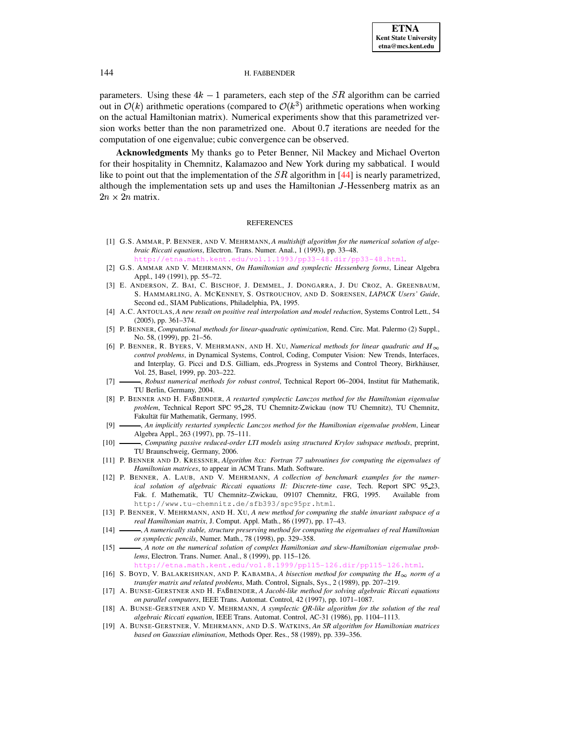parameters. Using these $4k-1$ parameters, each step of the $SR$ algorithm can be carried out in $\mathcal{O}(k)$ arithmetic operations (compared to $\mathcal{O}(k^3)$ arithmetic operations when working on the actual Hamiltonian matrix). Numerical experiments show that this parametrized version works better than the non parametrized one. About 0.7 iterations are needed for the computation of one eigenvalue; cubic convergence can be observed.

**Acknowledgments** My thanks go to Peter Benner, Nil Mackey and Michael Overton for their hospitality in Chemnitz, Kalamazoo and New York during my sabbatical. I would like to point out that the implementation of the $SR$ algorithm in [44] is nearly parametrized, although the implementation sets up and uses the Hamiltonian $J$-Hessenberg matrix as an $2n \times 2n$ matrix.

## REFERENCES

[1] G.S. AMMAR, P. BENNER, AND V. MEHRMANN, *A multishift algorithm for the numerical solution of algebraic Riccati equations*, Electron. Trans. Numer. Anal., 1 (1993), pp. 33–48. http://etna.math.kent.edu/vol.1.1993/pp33-48.dir/pp33-48.html.

[2] G.S. AMMAR AND V. MEHRMANN, *On Hamiltonian and symplectic Hessenberg forms*, Linear Algebra Appl., 149 (1991), pp. 55–72.

[3] E. ANDERSON, Z. BAI, C. BISCHOF, J. DEMMEL, J. DONGARRA, J. DU CROZ, A. GREENBAUM, S. HAMMARLING, A. MCKENNEY, S. OSTROUCHOV, AND D. SORENSEN, *LAPACK Users' Guide*, Second ed., SIAM Publications, Philadelphia, PA, 1995.

[4] A.C. ANTOULAS, *A new result on positive real interpolation and model reduction*, Systems Control Lett., 54 (2005), pp. 361–374.

[5] P. BENNER, *Computational methods for linear-quadratic optimization*, Rend. Circ. Mat. Palermo (2) Suppl., No. 58, (1999), pp. 21–56.

[6] P. BENNER, R. BYERS, V. MEHRMANN, AND H. XU, *Numerical methods for linear quadratic and $H_\infty$ control problems*, in Dynamical Systems, Control, Coding, Computer Vision: New Trends, Interfaces, and Interplay, G. Picci and D.S. Gilliam, eds.,Progress in Systems and Control Theory, Birkhäuser, Vol. 25, Basel, 1999, pp. 203–222.

[7] ———, *Robust numerical methods for robust control*, Technical Report 06–2004, Institut für Mathematik, TU Berlin, Germany, 2004.

[8] P. BENNER AND H. FAßBENDER, *A restarted symplectic Lanczos method for the Hamiltonian eigenvalue problem*, Technical Report SPC 95_28, TU Chemnitz-Zwickau (now TU Chemnitz), TU Chemnitz, Fakultät für Mathematik, Germany, 1995.

[9] ———, *An implicitly restarted symplectic Lanczos method for the Hamiltonian eigenvalue problem*, Linear Algebra Appl., 263 (1997), pp. 75–111.

[10] ———, *Computing passive reduced-order LTI models using structured Krylov subspace methods*, preprint, TU Braunschweig, Germany, 2006.

[11] P. BENNER AND D. KRESSNER, *Algorithm 8xx: Fortran 77 subroutines for computing the eigenvalues of Hamiltonian matrices*, to appear in ACM Trans. Math. Software.

[12] P. BENNER, A. LAUB, AND V. MEHRMANN, *A collection of benchmark examples for the numerical solution of algebraic Riccati equations II: Discrete-time case*, Tech. Report SPC 95_23, Fak. f. Mathematik, TU Chemnitz–Zwickau, 09107 Chemnitz, FRG, 1995. Available from http://www.tu-chemnitz.de/sfb393/spc95pr.html.

[13] P. BENNER, V. MEHRMANN, AND H. XU, *A new method for computing the stable invariant subspace of a real Hamiltonian matrix*, J. Comput. Appl. Math., 86 (1997), pp. 17–43.

[14] ———, *A numerically stable, structure preserving method for computing the eigenvalues of real Hamiltonian or symplectic pencils*, Numer. Math., 78 (1998), pp. 329–358.

[15] ———, *A note on the numerical solution of complex Hamiltonian and skew-Hamiltonian eigenvalue problems*, Electron. Trans. Numer. Anal., 8 (1999), pp. 115–126. http://etna.math.kent.edu/vol.8.1999/pp115-126.dir/pp115-126.html.

[16] S. BOYD, V. BALAKRISHNAN, AND P. KABAMBA, *A bisection method for computing the $H_\infty$ norm of a transfer matrix and related problems*, Math. Control, Signals, Sys., 2 (1989), pp. 207–219.

[17] A. BUNSE-GERSTNER AND H. FAßBENDER, *A Jacobi-like method for solving algebraic Riccati equations on parallel computers*, IEEE Trans. Automat. Control, 42 (1997), pp. 1071–1087.

[18] A. BUNSE-GERSTNER AND V. MEHRMANN, *A symplectic QR-like algorithm for the solution of the real algebraic Riccati equation*, IEEE Trans. Automat. Control, AC-31 (1986), pp. 1104–1113.

[19] A. BUNSE-GERSTNER, V. MEHRMANN, AND D.S. WATKINS, *An SR algorithm for Hamiltonian matrices based on Gaussian elimination*, Methods Oper. Res., 58 (1989), pp. 339–356.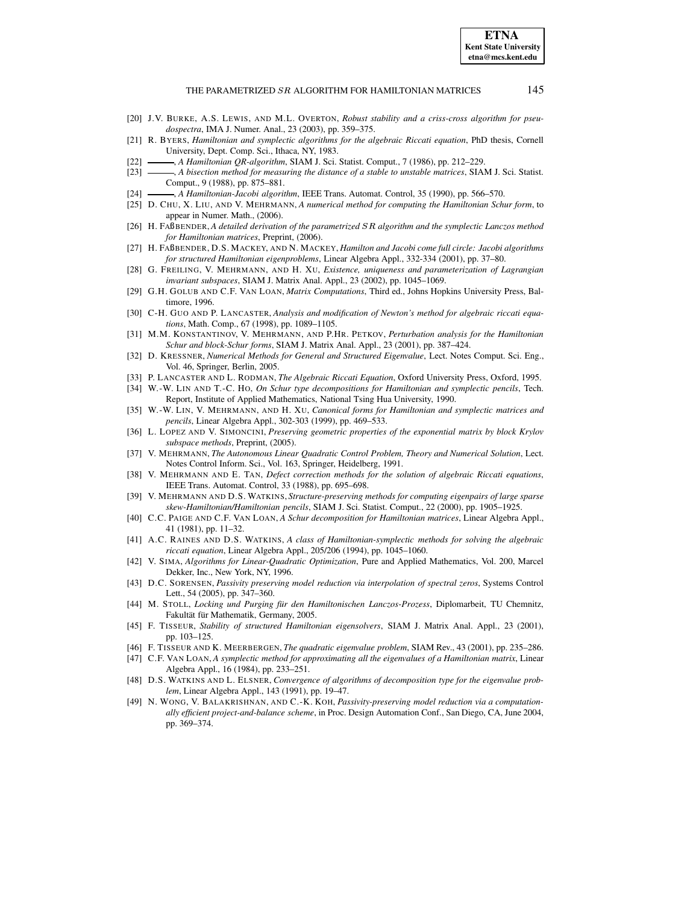[20] J.V. BURKE, A.S. LEWIS, AND M.L. OVERTON, *Robust stability and a criss-cross algorithm for pseudospectra*, IMA J. Numer. Anal., 23 (2003), pp. 359–375.

[21] R. BYERS, *Hamiltonian and symplectic algorithms for the algebraic Riccati equation*, PhD thesis, Cornell University, Dept. Comp. Sci., Ithaca, NY, 1983.

[22] ———, *A Hamiltonian QR-algorithm*, SIAM J. Sci. Statist. Comput., 7 (1986), pp. 212–229.

[23] ———, *A bisection method for measuring the distance of a stable to unstable matrices*, SIAM J. Sci. Statist. Comput., 9 (1988), pp. 875–881.

[24] ———, *A Hamiltonian-Jacobi algorithm*, IEEE Trans. Automat. Control, 35 (1990), pp. 566–570.

[25] D. CHU, X. LIU, AND V. MEHRMANN, *A numerical method for computing the Hamiltonian Schur form*, to appear in Numer. Math., (2006).

[26] H. FAßBENDER, *A detailed derivation of the parametrized $SR$ algorithm and the symplectic Lanczos method for Hamiltonian matrices*, Preprint, (2006).

[27] H. FAßBENDER, D.S. MACKEY, AND N. MACKEY, *Hamilton and Jacobi come full circle: Jacobi algorithms for structured Hamiltonian eigenproblems*, Linear Algebra Appl., 332-334 (2001), pp. 37–80.

[28] G. FREILING, V. MEHRMANN, AND H. XU, *Existence, uniqueness and parameterization of Lagrangian invariant subspaces*, SIAM J. Matrix Anal. Appl., 23 (2002), pp. 1045–1069.

[29] G.H. GOLUB AND C.F. VAN LOAN, *Matrix Computations*, Third ed., Johns Hopkins University Press, Baltimore, 1996.

[30] C-H. GUO AND P. LANCASTER, *Analysis and modification of Newton's method for algebraic riccati equations*, Math. Comp., 67 (1998), pp. 1089–1105.

[31] M.M. KONSTANTINOV, V. MEHRMANN, AND P.HR. PETKOV, *Perturbation analysis for the Hamiltonian Schur and block-Schur forms*, SIAM J. Matrix Anal. Appl., 23 (2001), pp. 387–424.

[32] D. KRESSNER, *Numerical Methods for General and Structured Eigenvalue*, Lect. Notes Comput. Sci. Eng., Vol. 46, Springer, Berlin, 2005.

[33] P. LANCASTER AND L. RODMAN, *The Algebraic Riccati Equation*, Oxford University Press, Oxford, 1995.

[34] W.-W. LIN AND T.-C. HO, *On Schur type decompositions for Hamiltonian and symplectic pencils*, Tech. Report, Institute of Applied Mathematics, National Tsing Hua University, 1990.

[35] W.-W. LIN, V. MEHRMANN, AND H. XU, *Canonical forms for Hamiltonian and symplectic matrices and pencils*, Linear Algebra Appl., 302-303 (1999), pp. 469–533.

[36] L. LOPEZ AND V. SIMONCINI, *Preserving geometric properties of the exponential matrix by block Krylov subspace methods*, Preprint, (2005).

[37] V. MEHRMANN, *The Autonomous Linear Quadratic Control Problem, Theory and Numerical Solution*, Lect. Notes Control Inform. Sci., Vol. 163, Springer, Heidelberg, 1991.

[38] V. MEHRMANN AND E. TAN, *Defect correction methods for the solution of algebraic Riccati equations*, IEEE Trans. Automat. Control, 33 (1988), pp. 695–698.

[39] V. MEHRMANN AND D.S. WATKINS, *Structure-preserving methods for computing eigenpairs of large sparse skew-Hamiltonian/Hamiltonian pencils*, SIAM J. Sci. Statist. Comput., 22 (2000), pp. 1905–1925.

[40] C.C. PAIGE AND C.F. VAN LOAN, *A Schur decomposition for Hamiltonian matrices*, Linear Algebra Appl., 41 (1981), pp. 11–32.

[41] A.C. RAINES AND D.S. WATKINS, *A class of Hamiltonian-symplectic methods for solving the algebraic riccati equation*, Linear Algebra Appl., 205/206 (1994), pp. 1045–1060.

[42] V. SIMA, *Algorithms for Linear-Quadratic Optimization*, Pure and Applied Mathematics, Vol. 200, Marcel Dekker, Inc., New York, NY, 1996.

[43] D.C. SORENSEN, *Passivity preserving model reduction via interpolation of spectral zeros*, Systems Control Lett., 54 (2005), pp. 347–360.

[44] M. STOLL, *Locking und Purging für den Hamiltonischen Lanczos-Prozess*, Diplomarbeit, TU Chemnitz, Fakultät für Mathematik, Germany, 2005.

[45] F. TISSEUR, *Stability of structured Hamiltonian eigensolvers*, SIAM J. Matrix Anal. Appl., 23 (2001), pp. 103–125.

[46] F. TISSEUR AND K. MEERBERGEN, *The quadratic eigenvalue problem*, SIAM Rev., 43 (2001), pp. 235–286.

[47] C.F. VAN LOAN, *A symplectic method for approximating all the eigenvalues of a Hamiltonian matrix*, Linear Algebra Appl., 16 (1984), pp. 233–251.

[48] D.S. WATKINS AND L. ELSNER, *Convergence of algorithms of decomposition type for the eigenvalue problem*, Linear Algebra Appl., 143 (1991), pp. 19–47.

[49] N. WONG, V. BALAKRISHNAN, AND C.-K. KOH, *Passivity-preserving model reduction via a computationally efficient project-and-balance scheme*, in Proc. Design Automation Conf., San Diego, CA, June 2004, pp. 369–374.